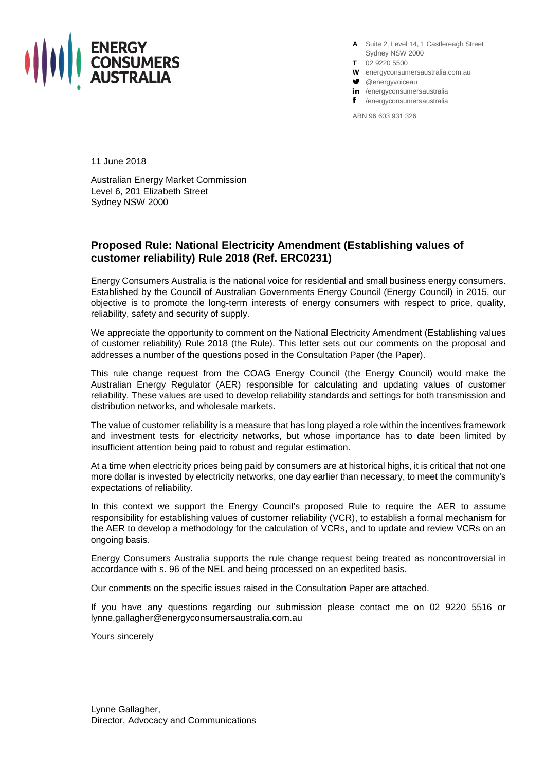**ENERGY CONSUMERS AUSTRALIA**

**A** Suite 2, Level 14, 1 Castlereagh Street
Sydney NSW 2000
**T** 02 9220 5500
**W** energyconsumersaustralia.com.au
@energyvoiceau
/energyconsumersaustralia
/energyconsumersaustralia

ABN 96 603 931 326

11 June 2018

Australian Energy Market Commission
Level 6, 201 Elizabeth Street
Sydney NSW 2000

## Proposed Rule: National Electricity Amendment (Establishing values of customer reliability) Rule 2018 (Ref. ERC0231)

Energy Consumers Australia is the national voice for residential and small business energy consumers. Established by the Council of Australian Governments Energy Council (Energy Council) in 2015, our objective is to promote the long-term interests of energy consumers with respect to price, quality, reliability, safety and security of supply.

We appreciate the opportunity to comment on the National Electricity Amendment (Establishing values of customer reliability) Rule 2018 (the Rule). This letter sets out our comments on the proposal and addresses a number of the questions posed in the Consultation Paper (the Paper).

This rule change request from the COAG Energy Council (the Energy Council) would make the Australian Energy Regulator (AER) responsible for calculating and updating values of customer reliability. These values are used to develop reliability standards and settings for both transmission and distribution networks, and wholesale markets.

The value of customer reliability is a measure that has long played a role within the incentives framework and investment tests for electricity networks, but whose importance has to date been limited by insufficient attention being paid to robust and regular estimation.

At a time when electricity prices being paid by consumers are at historical highs, it is critical that not one more dollar is invested by electricity networks, one day earlier than necessary, to meet the community's expectations of reliability.

In this context we support the Energy Council's proposed Rule to require the AER to assume responsibility for establishing values of customer reliability (VCR), to establish a formal mechanism for the AER to develop a methodology for the calculation of VCRs, and to update and review VCRs on an ongoing basis.

Energy Consumers Australia supports the rule change request being treated as noncontroversial in accordance with s. 96 of the NEL and being processed on an expedited basis.

Our comments on the specific issues raised in the Consultation Paper are attached.

If you have any questions regarding our submission please contact me on 02 9220 5516 or lynne.gallagher@energyconsumersaustralia.com.au

Yours sincerely

Lynne Gallagher,
Director, Advocacy and Communications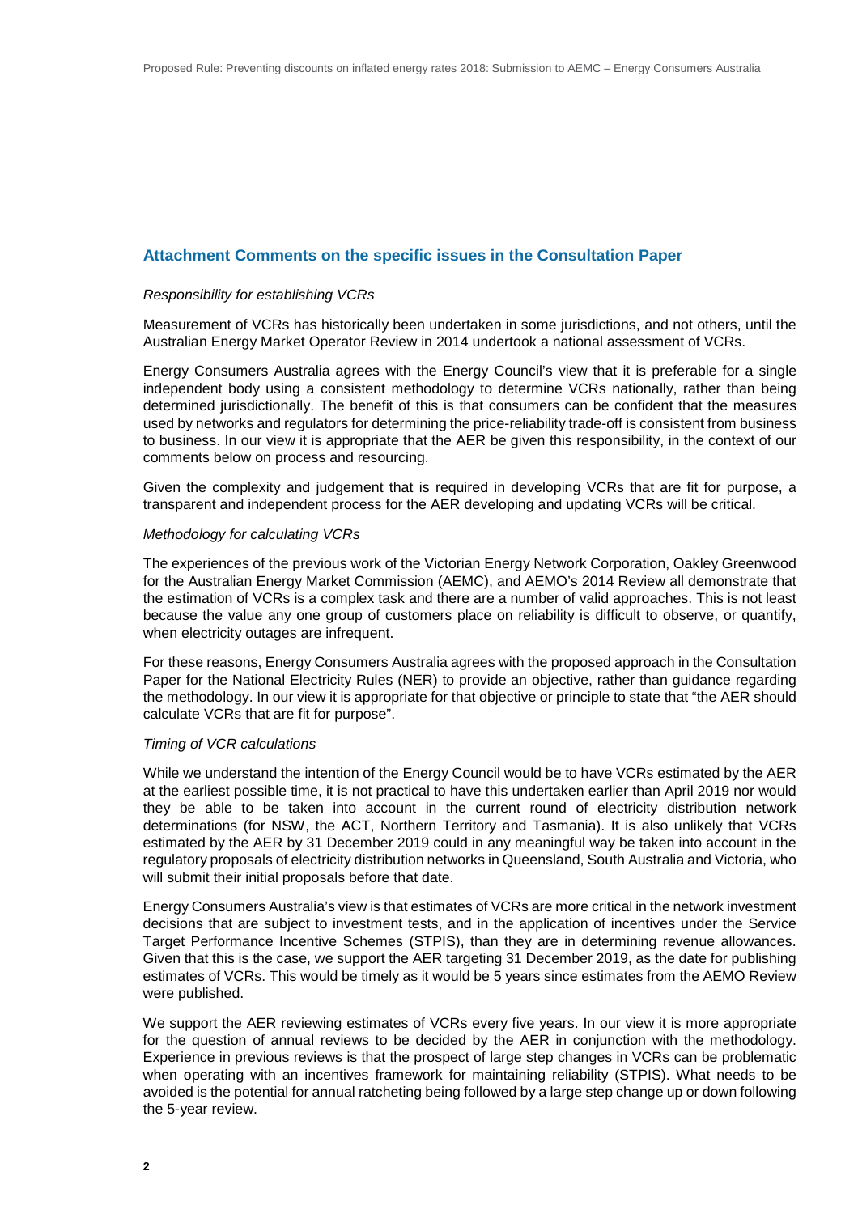## Attachment Comments on the specific issues in the Consultation Paper

*Responsibility for establishing VCRs*

Measurement of VCRs has historically been undertaken in some jurisdictions, and not others, until the Australian Energy Market Operator Review in 2014 undertook a national assessment of VCRs.

Energy Consumers Australia agrees with the Energy Council's view that it is preferable for a single independent body using a consistent methodology to determine VCRs nationally, rather than being determined jurisdictionally. The benefit of this is that consumers can be confident that the measures used by networks and regulators for determining the price-reliability trade-off is consistent from business to business. In our view it is appropriate that the AER be given this responsibility, in the context of our comments below on process and resourcing.

Given the complexity and judgement that is required in developing VCRs that are fit for purpose, a transparent and independent process for the AER developing and updating VCRs will be critical.

*Methodology for calculating VCRs*

The experiences of the previous work of the Victorian Energy Network Corporation, Oakley Greenwood for the Australian Energy Market Commission (AEMC), and AEMO's 2014 Review all demonstrate that the estimation of VCRs is a complex task and there are a number of valid approaches. This is not least because the value any one group of customers place on reliability is difficult to observe, or quantify, when electricity outages are infrequent.

For these reasons, Energy Consumers Australia agrees with the proposed approach in the Consultation Paper for the National Electricity Rules (NER) to provide an objective, rather than guidance regarding the methodology. In our view it is appropriate for that objective or principle to state that "the AER should calculate VCRs that are fit for purpose".

*Timing of VCR calculations*

While we understand the intention of the Energy Council would be to have VCRs estimated by the AER at the earliest possible time, it is not practical to have this undertaken earlier than April 2019 nor would they be able to be taken into account in the current round of electricity distribution network determinations (for NSW, the ACT, Northern Territory and Tasmania). It is also unlikely that VCRs estimated by the AER by 31 December 2019 could in any meaningful way be taken into account in the regulatory proposals of electricity distribution networks in Queensland, South Australia and Victoria, who will submit their initial proposals before that date.

Energy Consumers Australia's view is that estimates of VCRs are more critical in the network investment decisions that are subject to investment tests, and in the application of incentives under the Service Target Performance Incentive Schemes (STPIS), than they are in determining revenue allowances. Given that this is the case, we support the AER targeting 31 December 2019, as the date for publishing estimates of VCRs. This would be timely as it would be 5 years since estimates from the AEMO Review were published.

We support the AER reviewing estimates of VCRs every five years. In our view it is more appropriate for the question of annual reviews to be decided by the AER in conjunction with the methodology. Experience in previous reviews is that the prospect of large step changes in VCRs can be problematic when operating with an incentives framework for maintaining reliability (STPIS). What needs to be avoided is the potential for annual ratcheting being followed by a large step change up or down following the 5-year review.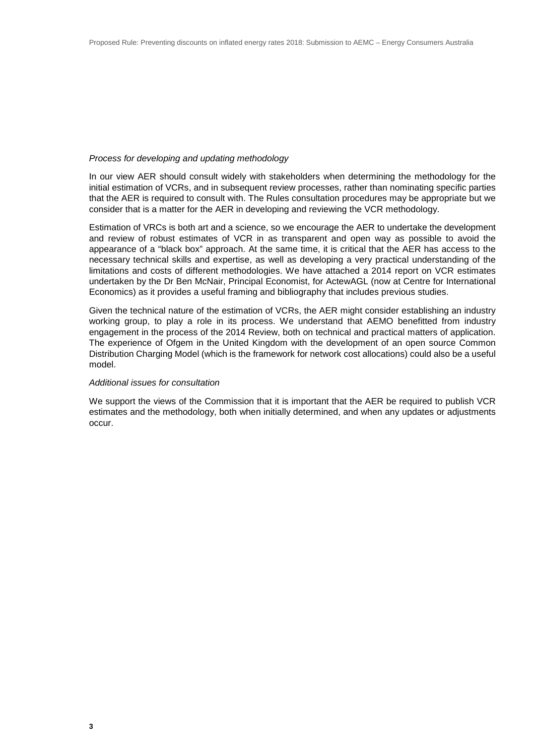*Process for developing and updating methodology*

In our view AER should consult widely with stakeholders when determining the methodology for the initial estimation of VCRs, and in subsequent review processes, rather than nominating specific parties that the AER is required to consult with. The Rules consultation procedures may be appropriate but we consider that is a matter for the AER in developing and reviewing the VCR methodology.

Estimation of VRCs is both art and a science, so we encourage the AER to undertake the development and review of robust estimates of VCR in as transparent and open way as possible to avoid the appearance of a "black box" approach. At the same time, it is critical that the AER has access to the necessary technical skills and expertise, as well as developing a very practical understanding of the limitations and costs of different methodologies. We have attached a 2014 report on VCR estimates undertaken by the Dr Ben McNair, Principal Economist, for ActewAGL (now at Centre for International Economics) as it provides a useful framing and bibliography that includes previous studies.

Given the technical nature of the estimation of VCRs, the AER might consider establishing an industry working group, to play a role in its process. We understand that AEMO benefitted from industry engagement in the process of the 2014 Review, both on technical and practical matters of application. The experience of Ofgem in the United Kingdom with the development of an open source Common Distribution Charging Model (which is the framework for network cost allocations) could also be a useful model.

*Additional issues for consultation*

We support the views of the Commission that it is important that the AER be required to publish VCR estimates and the methodology, both when initially determined, and when any updates or adjustments occur.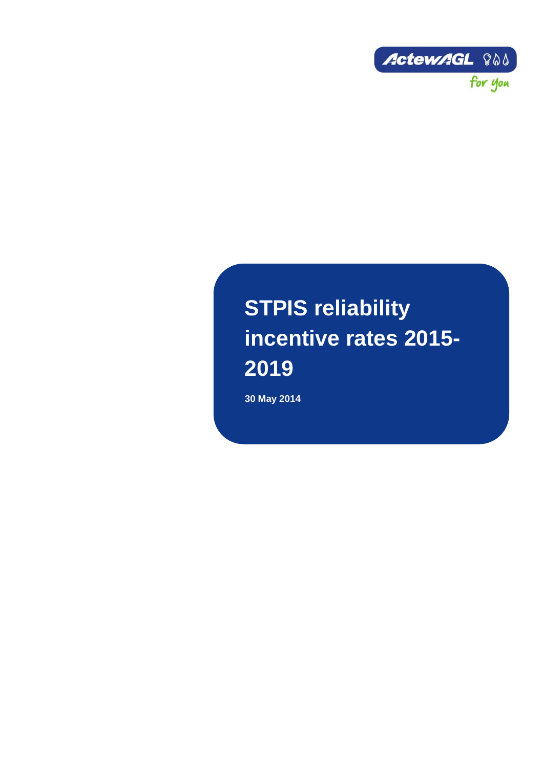ActewAGL

for you

# STPIS reliability incentive rates 2015-2019

**30 May 2014**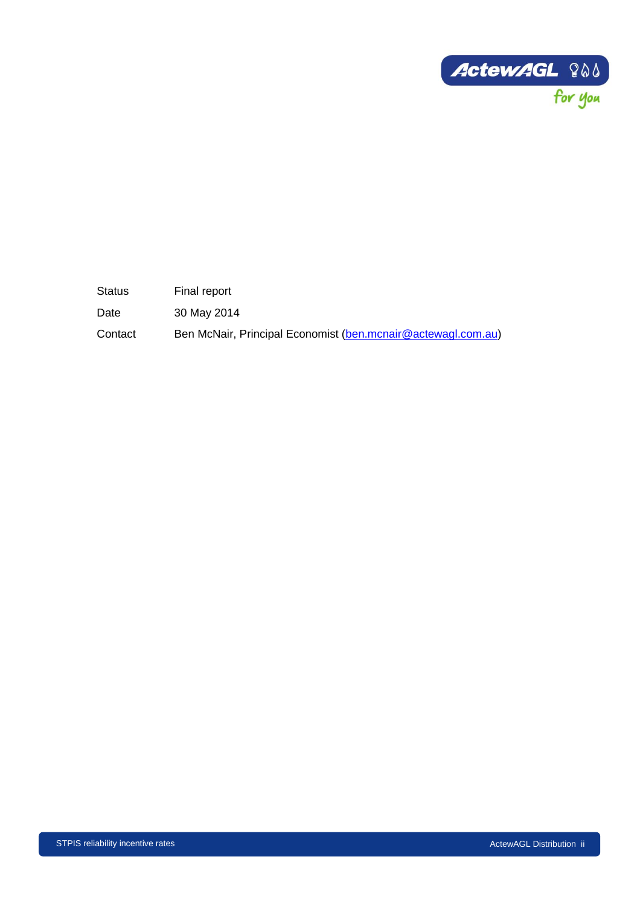| | |
|---|---|
| Status | Final report |
| Date | 30 May 2014 |
| Contact | Ben McNair, Principal Economist (ben.mcnair@actewagl.com.au) |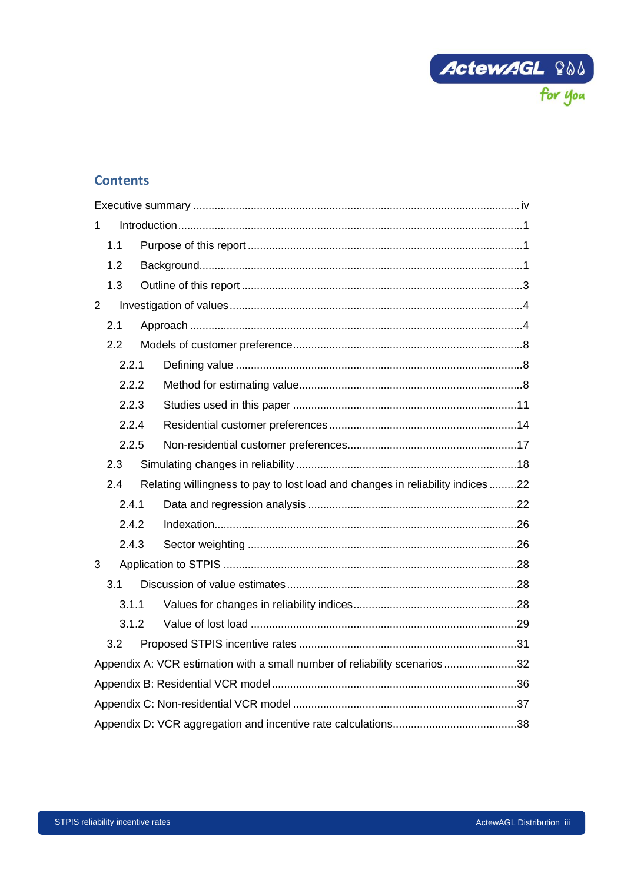## Contents

Executive summary ..... iv

1 Introduction ..... 1

- 1.1 Purpose of this report ..... 1
- 1.2 Background ..... 1
- 1.3 Outline of this report ..... 3

2 Investigation of values ..... 4

- 2.1 Approach ..... 4
- 2.2 Models of customer preference ..... 8
  - 2.2.1 Defining value ..... 8
  - 2.2.2 Method for estimating value ..... 8
  - 2.2.3 Studies used in this paper ..... 11
  - 2.2.4 Residential customer preferences ..... 14
  - 2.2.5 Non-residential customer preferences ..... 17
- 2.3 Simulating changes in reliability ..... 18
- 2.4 Relating willingness to pay to lost load and changes in reliability indices ..... 22
  - 2.4.1 Data and regression analysis ..... 22
  - 2.4.2 Indexation ..... 26
  - 2.4.3 Sector weighting ..... 26

3 Application to STPIS ..... 28

- 3.1 Discussion of value estimates ..... 28
  - 3.1.1 Values for changes in reliability indices ..... 28
  - 3.1.2 Value of lost load ..... 29
- 3.2 Proposed STPIS incentive rates ..... 31

Appendix A: VCR estimation with a small number of reliability scenarios ..... 32

Appendix B: Residential VCR model ..... 36

Appendix C: Non-residential VCR model ..... 37

Appendix D: VCR aggregation and incentive rate calculations ..... 38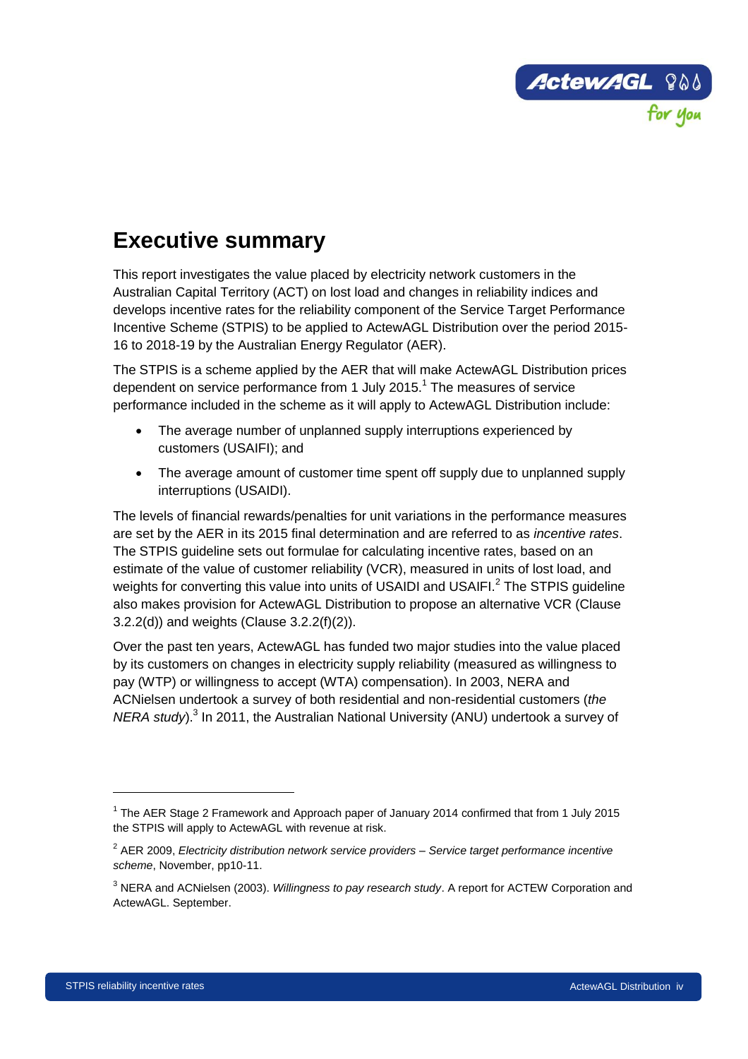# Executive summary

This report investigates the value placed by electricity network customers in the Australian Capital Territory (ACT) on lost load and changes in reliability indices and develops incentive rates for the reliability component of the Service Target Performance Incentive Scheme (STPIS) to be applied to ActewAGL Distribution over the period 2015-16 to 2018-19 by the Australian Energy Regulator (AER).

The STPIS is a scheme applied by the AER that will make ActewAGL Distribution prices dependent on service performance from 1 July 2015.[1] The measures of service performance included in the scheme as it will apply to ActewAGL Distribution include:

- The average number of unplanned supply interruptions experienced by customers (USAIFI); and
- The average amount of customer time spent off supply due to unplanned supply interruptions (USAIDI).

The levels of financial rewards/penalties for unit variations in the performance measures are set by the AER in its 2015 final determination and are referred to as *incentive rates*. The STPIS guideline sets out formulae for calculating incentive rates, based on an estimate of the value of customer reliability (VCR), measured in units of lost load, and weights for converting this value into units of USAIDI and USAIFI.[2] The STPIS guideline also makes provision for ActewAGL Distribution to propose an alternative VCR (Clause 3.2.2(d)) and weights (Clause 3.2.2(f)(2)).

Over the past ten years, ActewAGL has funded two major studies into the value placed by its customers on changes in electricity supply reliability (measured as willingness to pay (WTP) or willingness to accept (WTA) compensation). In 2003, NERA and ACNielsen undertook a survey of both residential and non-residential customers (*the NERA study*).[3] In 2011, the Australian National University (ANU) undertook a survey of

---

[1] The AER Stage 2 Framework and Approach paper of January 2014 confirmed that from 1 July 2015 the STPIS will apply to ActewAGL with revenue at risk.

[2] AER 2009, *Electricity distribution network service providers – Service target performance incentive scheme*, November, pp10-11.

[3] NERA and ACNielsen (2003). *Willingness to pay research study*. A report for ACTEW Corporation and ActewAGL. September.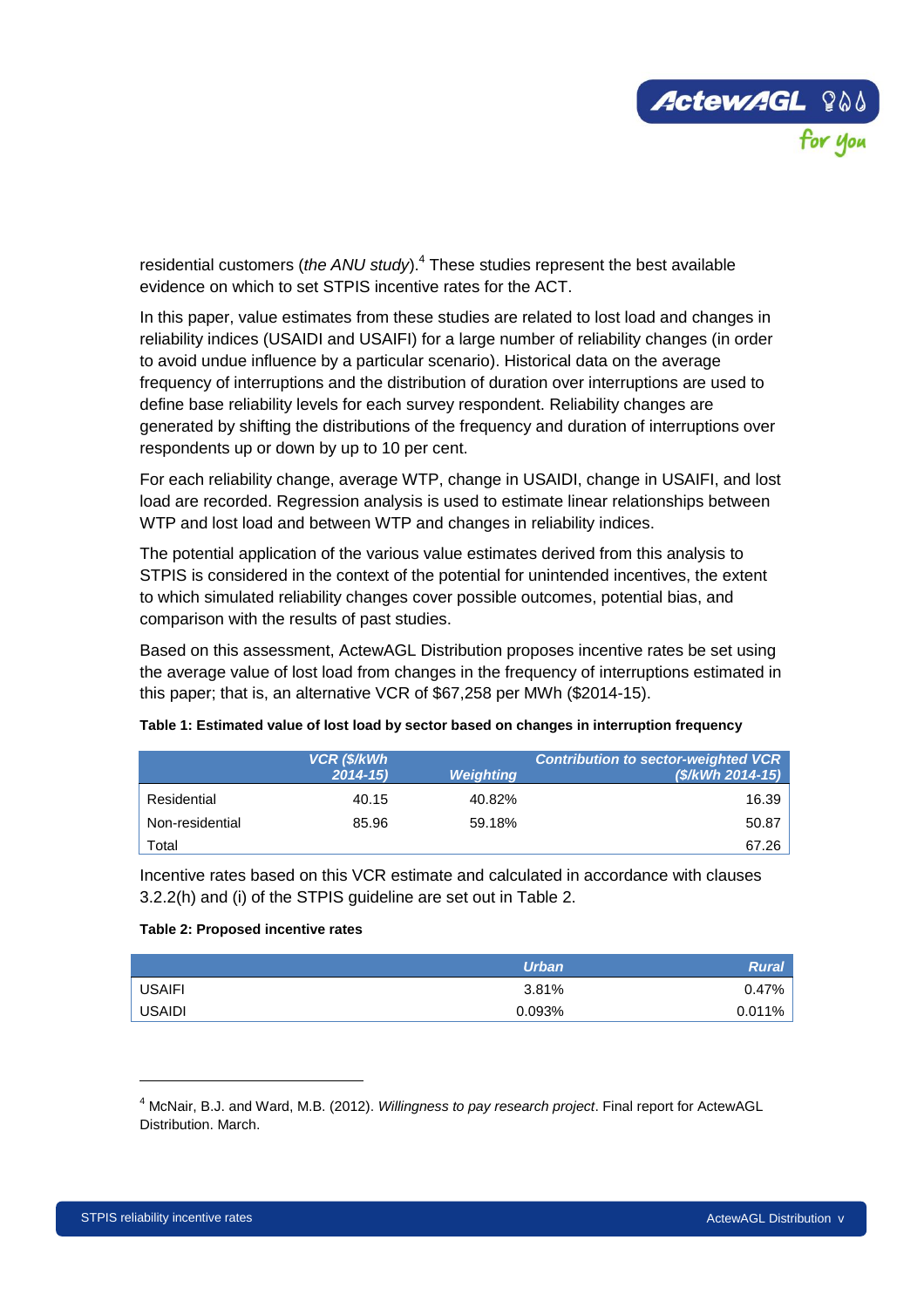residential customers (*the ANU study*).[4] These studies represent the best available evidence on which to set STPIS incentive rates for the ACT.

In this paper, value estimates from these studies are related to lost load and changes in reliability indices (USAIDI and USAIFI) for a large number of reliability changes (in order to avoid undue influence by a particular scenario). Historical data on the average frequency of interruptions and the distribution of duration over interruptions are used to define base reliability levels for each survey respondent. Reliability changes are generated by shifting the distributions of the frequency and duration of interruptions over respondents up or down by up to 10 per cent.

For each reliability change, average WTP, change in USAIDI, change in USAIFI, and lost load are recorded. Regression analysis is used to estimate linear relationships between WTP and lost load and between WTP and changes in reliability indices.

The potential application of the various value estimates derived from this analysis to STPIS is considered in the context of the potential for unintended incentives, the extent to which simulated reliability changes cover possible outcomes, potential bias, and comparison with the results of past studies.

Based on this assessment, ActewAGL Distribution proposes incentive rates be set using the average value of lost load from changes in the frequency of interruptions estimated in this paper; that is, an alternative VCR of $67,258 per MWh ($2014-15).

**Table 1: Estimated value of lost load by sector based on changes in interruption frequency**

| | VCR ($/kWh 2014-15) | Weighting | Contribution to sector-weighted VCR ($/kWh 2014-15) |
|---|---|---|---|
| Residential | 40.15 | 40.82% | 16.39 |
| Non-residential | 85.96 | 59.18% | 50.87 |
| Total | | | 67.26 |

Incentive rates based on this VCR estimate and calculated in accordance with clauses 3.2.2(h) and (i) of the STPIS guideline are set out in Table 2.

**Table 2: Proposed incentive rates**

| | Urban | Rural |
|---|---|---|
| USAIFI | 3.81% | 0.47% |
| USAIDI | 0.093% | 0.011% |

[4] McNair, B.J. and Ward, M.B. (2012). *Willingness to pay research project*. Final report for ActewAGL Distribution. March.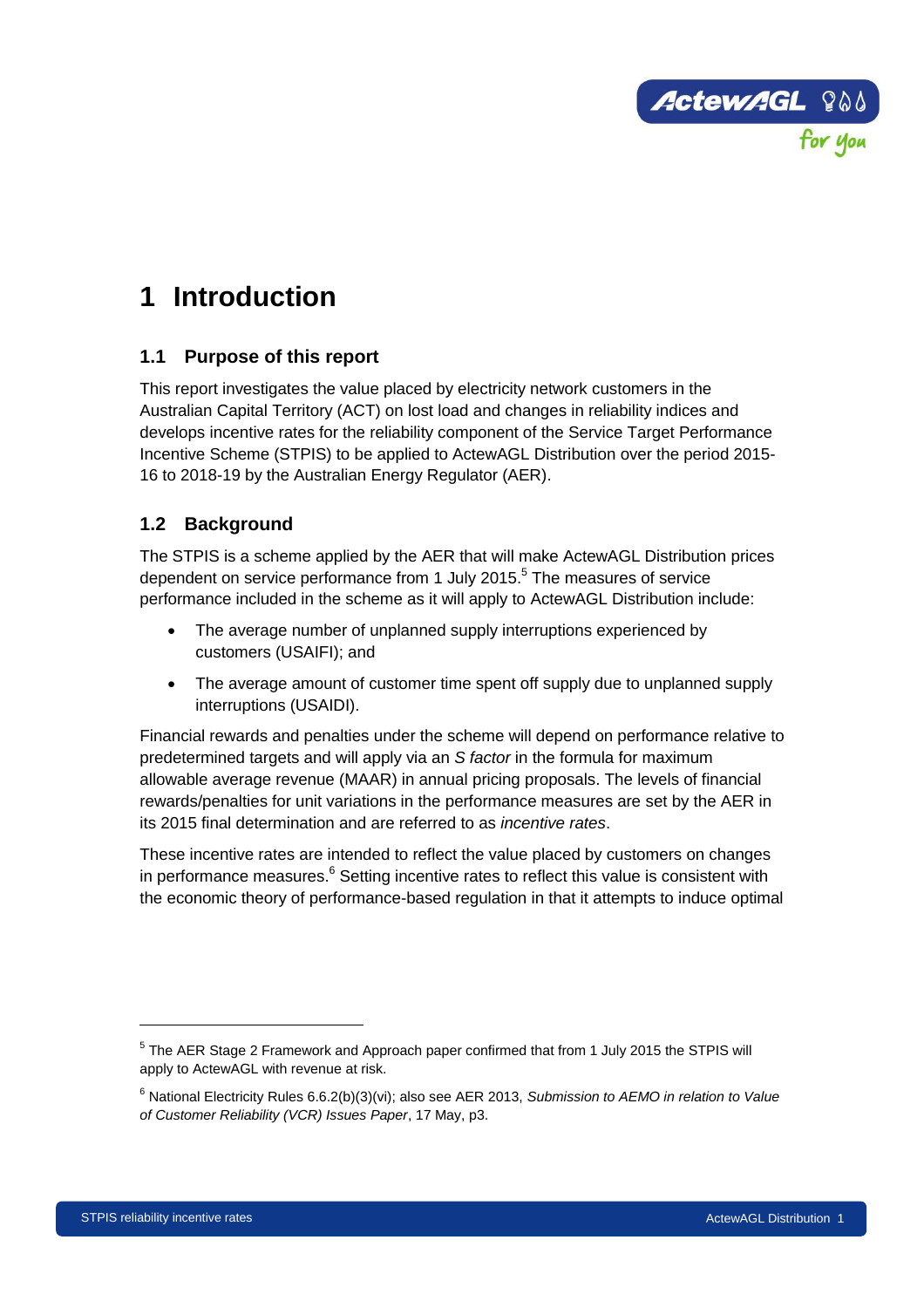# 1 Introduction

## 1.1 Purpose of this report

This report investigates the value placed by electricity network customers in the Australian Capital Territory (ACT) on lost load and changes in reliability indices and develops incentive rates for the reliability component of the Service Target Performance Incentive Scheme (STPIS) to be applied to ActewAGL Distribution over the period 2015-16 to 2018-19 by the Australian Energy Regulator (AER).

## 1.2 Background

The STPIS is a scheme applied by the AER that will make ActewAGL Distribution prices dependent on service performance from 1 July 2015.[5] The measures of service performance included in the scheme as it will apply to ActewAGL Distribution include:

- The average number of unplanned supply interruptions experienced by customers (USAIFI); and
- The average amount of customer time spent off supply due to unplanned supply interruptions (USAIDI).

Financial rewards and penalties under the scheme will depend on performance relative to predetermined targets and will apply via an *S factor* in the formula for maximum allowable average revenue (MAAR) in annual pricing proposals. The levels of financial rewards/penalties for unit variations in the performance measures are set by the AER in its 2015 final determination and are referred to as *incentive rates*.

These incentive rates are intended to reflect the value placed by customers on changes in performance measures.[6] Setting incentive rates to reflect this value is consistent with the economic theory of performance-based regulation in that it attempts to induce optimal

---

[5] The AER Stage 2 Framework and Approach paper confirmed that from 1 July 2015 the STPIS will apply to ActewAGL with revenue at risk.

[6] National Electricity Rules 6.6.2(b)(3)(vi); also see AER 2013, *Submission to AEMO in relation to Value of Customer Reliability (VCR) Issues Paper*, 17 May, p3.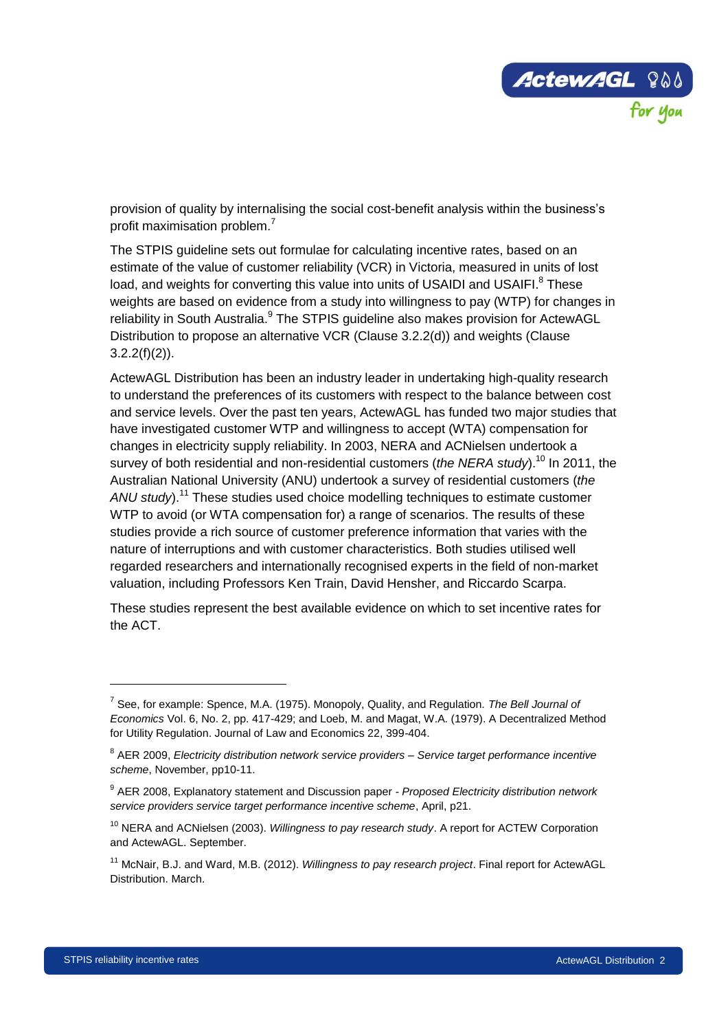provision of quality by internalising the social cost-benefit analysis within the business's profit maximisation problem.[7]

The STPIS guideline sets out formulae for calculating incentive rates, based on an estimate of the value of customer reliability (VCR) in Victoria, measured in units of lost load, and weights for converting this value into units of USAIDI and USAIFI.[8] These weights are based on evidence from a study into willingness to pay (WTP) for changes in reliability in South Australia.[9] The STPIS guideline also makes provision for ActewAGL Distribution to propose an alternative VCR (Clause 3.2.2(d)) and weights (Clause 3.2.2(f)(2)).

ActewAGL Distribution has been an industry leader in undertaking high-quality research to understand the preferences of its customers with respect to the balance between cost and service levels. Over the past ten years, ActewAGL has funded two major studies that have investigated customer WTP and willingness to accept (WTA) compensation for changes in electricity supply reliability. In 2003, NERA and ACNielsen undertook a survey of both residential and non-residential customers (*the NERA study*).[10] In 2011, the Australian National University (ANU) undertook a survey of residential customers (*the ANU study*).[11] These studies used choice modelling techniques to estimate customer WTP to avoid (or WTA compensation for) a range of scenarios. The results of these studies provide a rich source of customer preference information that varies with the nature of interruptions and with customer characteristics. Both studies utilised well regarded researchers and internationally recognised experts in the field of non-market valuation, including Professors Ken Train, David Hensher, and Riccardo Scarpa.

These studies represent the best available evidence on which to set incentive rates for the ACT.

---

[7] See, for example: Spence, M.A. (1975). Monopoly, Quality, and Regulation. *The Bell Journal of Economics* Vol. 6, No. 2, pp. 417-429; and Loeb, M. and Magat, W.A. (1979). A Decentralized Method for Utility Regulation. Journal of Law and Economics 22, 399-404.

[8] AER 2009, *Electricity distribution network service providers – Service target performance incentive scheme*, November, pp10-11.

[9] AER 2008, Explanatory statement and Discussion paper - *Proposed Electricity distribution network service providers service target performance incentive scheme*, April, p21.

[10] NERA and ACNielsen (2003). *Willingness to pay research study*. A report for ACTEW Corporation and ActewAGL. September.

[11] McNair, B.J. and Ward, M.B. (2012). *Willingness to pay research project*. Final report for ActewAGL Distribution. March.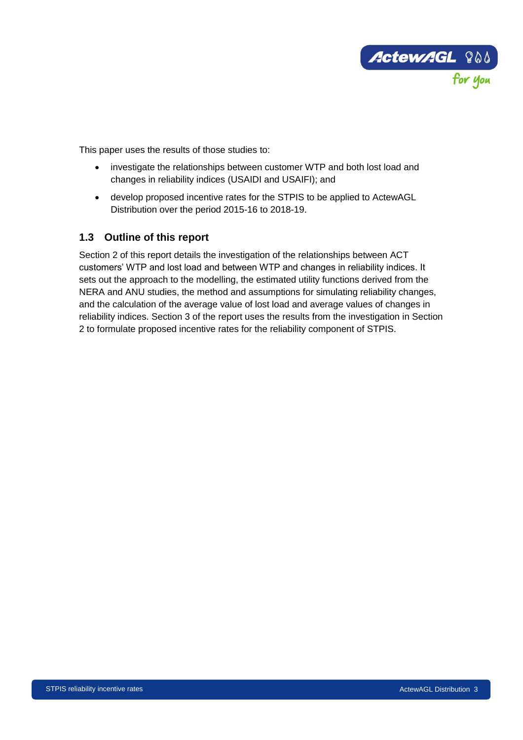This paper uses the results of those studies to:

- investigate the relationships between customer WTP and both lost load and changes in reliability indices (USAIDI and USAIFI); and
- develop proposed incentive rates for the STPIS to be applied to ActewAGL Distribution over the period 2015-16 to 2018-19.

### 1.3 Outline of this report

Section 2 of this report details the investigation of the relationships between ACT customers' WTP and lost load and between WTP and changes in reliability indices. It sets out the approach to the modelling, the estimated utility functions derived from the NERA and ANU studies, the method and assumptions for simulating reliability changes, and the calculation of the average value of lost load and average values of changes in reliability indices. Section 3 of the report uses the results from the investigation in Section 2 to formulate proposed incentive rates for the reliability component of STPIS.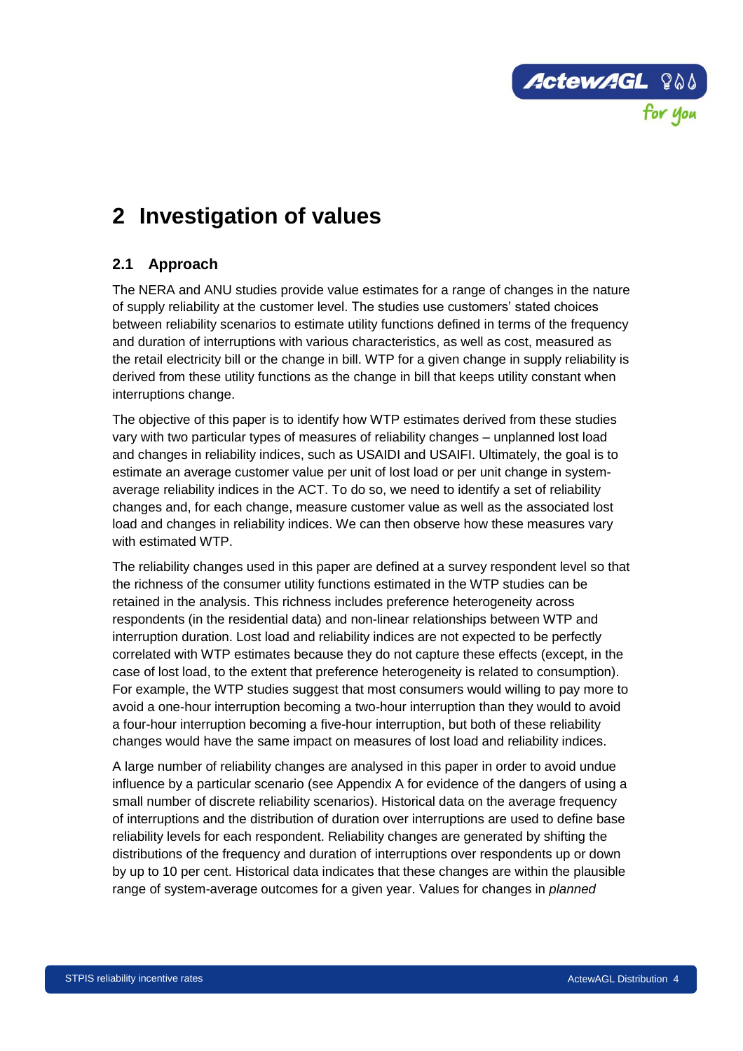# 2 Investigation of values

## 2.1 Approach

The NERA and ANU studies provide value estimates for a range of changes in the nature of supply reliability at the customer level. The studies use customers' stated choices between reliability scenarios to estimate utility functions defined in terms of the frequency and duration of interruptions with various characteristics, as well as cost, measured as the retail electricity bill or the change in bill. WTP for a given change in supply reliability is derived from these utility functions as the change in bill that keeps utility constant when interruptions change.

The objective of this paper is to identify how WTP estimates derived from these studies vary with two particular types of measures of reliability changes – unplanned lost load and changes in reliability indices, such as USAIDI and USAIFI. Ultimately, the goal is to estimate an average customer value per unit of lost load or per unit change in system-average reliability indices in the ACT. To do so, we need to identify a set of reliability changes and, for each change, measure customer value as well as the associated lost load and changes in reliability indices. We can then observe how these measures vary with estimated WTP.

The reliability changes used in this paper are defined at a survey respondent level so that the richness of the consumer utility functions estimated in the WTP studies can be retained in the analysis. This richness includes preference heterogeneity across respondents (in the residential data) and non-linear relationships between WTP and interruption duration. Lost load and reliability indices are not expected to be perfectly correlated with WTP estimates because they do not capture these effects (except, in the case of lost load, to the extent that preference heterogeneity is related to consumption). For example, the WTP studies suggest that most consumers would willing to pay more to avoid a one-hour interruption becoming a two-hour interruption than they would to avoid a four-hour interruption becoming a five-hour interruption, but both of these reliability changes would have the same impact on measures of lost load and reliability indices.

A large number of reliability changes are analysed in this paper in order to avoid undue influence by a particular scenario (see Appendix A for evidence of the dangers of using a small number of discrete reliability scenarios). Historical data on the average frequency of interruptions and the distribution of duration over interruptions are used to define base reliability levels for each respondent. Reliability changes are generated by shifting the distributions of the frequency and duration of interruptions over respondents up or down by up to 10 per cent. Historical data indicates that these changes are within the plausible range of system-average outcomes for a given year. Values for changes in *planned*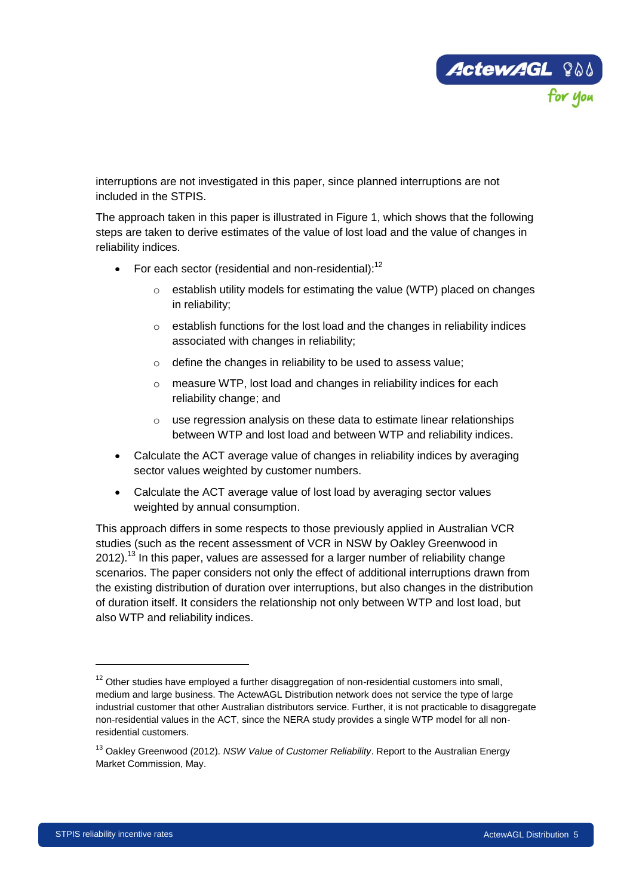interruptions are not investigated in this paper, since planned interruptions are not included in the STPIS.

The approach taken in this paper is illustrated in Figure 1, which shows that the following steps are taken to derive estimates of the value of lost load and the value of changes in reliability indices.

- For each sector (residential and non-residential):[12]
  - establish utility models for estimating the value (WTP) placed on changes in reliability;
  - establish functions for the lost load and the changes in reliability indices associated with changes in reliability;
  - define the changes in reliability to be used to assess value;
  - measure WTP, lost load and changes in reliability indices for each reliability change; and
  - use regression analysis on these data to estimate linear relationships between WTP and lost load and between WTP and reliability indices.
- Calculate the ACT average value of changes in reliability indices by averaging sector values weighted by customer numbers.
- Calculate the ACT average value of lost load by averaging sector values weighted by annual consumption.

This approach differs in some respects to those previously applied in Australian VCR studies (such as the recent assessment of VCR in NSW by Oakley Greenwood in 2012).[13] In this paper, values are assessed for a larger number of reliability change scenarios. The paper considers not only the effect of additional interruptions drawn from the existing distribution of duration over interruptions, but also changes in the distribution of duration itself. It considers the relationship not only between WTP and lost load, but also WTP and reliability indices.

---

[12] Other studies have employed a further disaggregation of non-residential customers into small, medium and large business. The ActewAGL Distribution network does not service the type of large industrial customer that other Australian distributors service. Further, it is not practicable to disaggregate non-residential values in the ACT, since the NERA study provides a single WTP model for all non-residential customers.

[13] Oakley Greenwood (2012). *NSW Value of Customer Reliability*. Report to the Australian Energy Market Commission, May.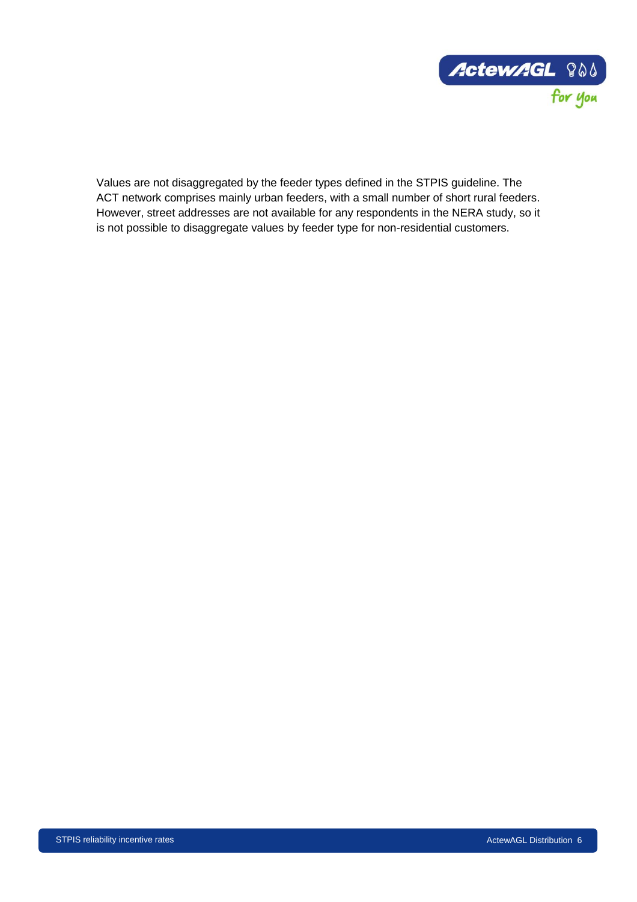Values are not disaggregated by the feeder types defined in the STPIS guideline. The ACT network comprises mainly urban feeders, with a small number of short rural feeders. However, street addresses are not available for any respondents in the NERA study, so it is not possible to disaggregate values by feeder type for non-residential customers.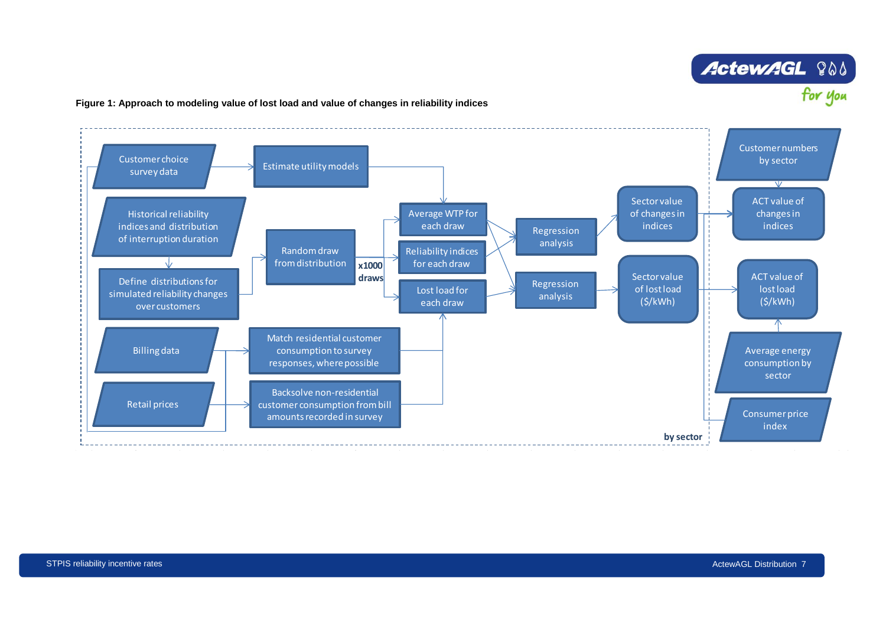**Figure 1: Approach to modeling value of lost load and value of changes in reliability indices**

- Customer choice survey data
- Estimate utility models
- Historical reliability indices and distribution of interruption duration
- Define distributions for simulated reliability changes over customers
- Random draw from distribution
- x1000 draws
- Average WTP for each draw
- Reliability indices for each draw
- Lost load for each draw
- Regression analysis
- Regression analysis
- Sector value of changes in indices
- Sector value of lost load ($/kWh)
- Billing data
- Retail prices
- Match residential customer consumption to survey responses, where possible
- Backsolve non-residential customer consumption from bill amounts recorded in survey
- by sector
- Customer numbers by sector
- ACT value of changes in indices
- ACT value of lost load ($/kWh)
- Average energy consumption by sector
- Consumer price index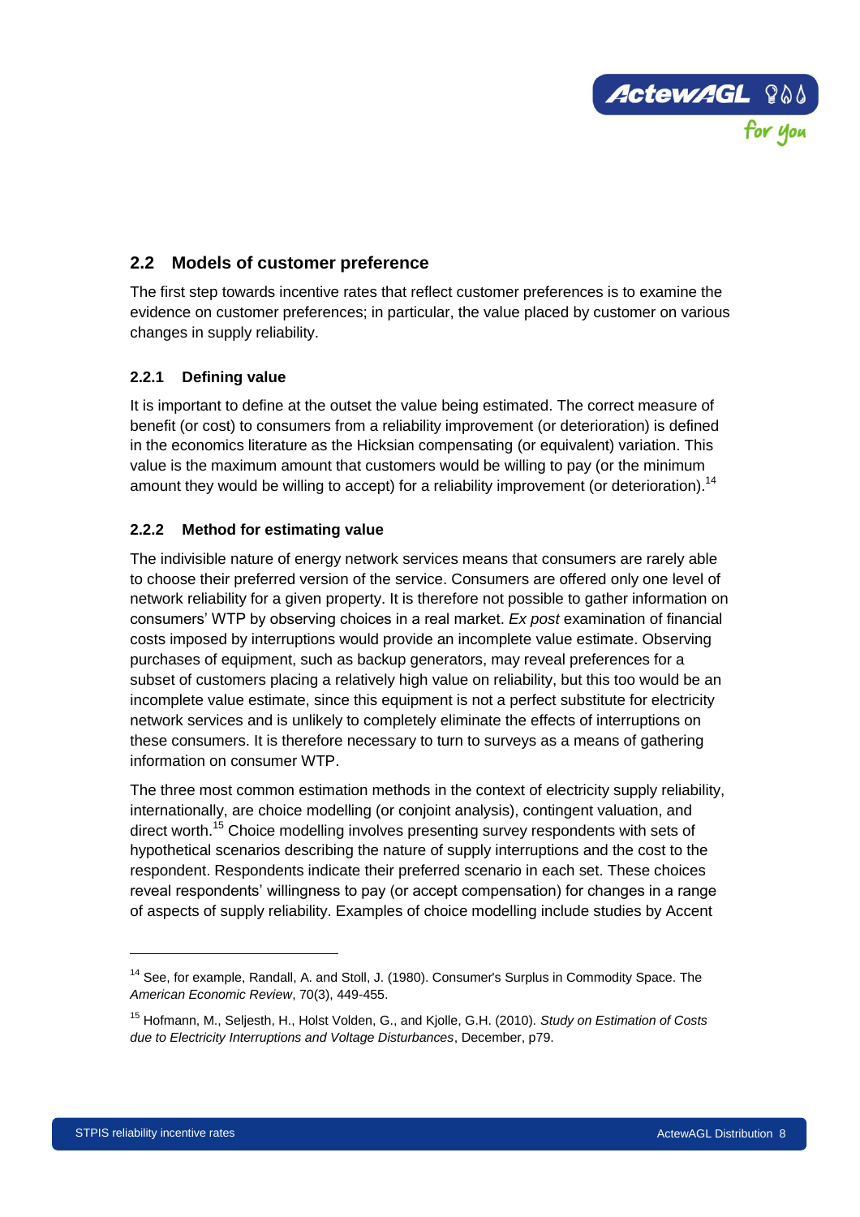## 2.2 Models of customer preference

The first step towards incentive rates that reflect customer preferences is to examine the evidence on customer preferences; in particular, the value placed by customer on various changes in supply reliability.

### 2.2.1 Defining value

It is important to define at the outset the value being estimated. The correct measure of benefit (or cost) to consumers from a reliability improvement (or deterioration) is defined in the economics literature as the Hicksian compensating (or equivalent) variation. This value is the maximum amount that customers would be willing to pay (or the minimum amount they would be willing to accept) for a reliability improvement (or deterioration).[14]

### 2.2.2 Method for estimating value

The indivisible nature of energy network services means that consumers are rarely able to choose their preferred version of the service. Consumers are offered only one level of network reliability for a given property. It is therefore not possible to gather information on consumers' WTP by observing choices in a real market. *Ex post* examination of financial costs imposed by interruptions would provide an incomplete value estimate. Observing purchases of equipment, such as backup generators, may reveal preferences for a subset of customers placing a relatively high value on reliability, but this too would be an incomplete value estimate, since this equipment is not a perfect substitute for electricity network services and is unlikely to completely eliminate the effects of interruptions on these consumers. It is therefore necessary to turn to surveys as a means of gathering information on consumer WTP.

The three most common estimation methods in the context of electricity supply reliability, internationally, are choice modelling (or conjoint analysis), contingent valuation, and direct worth.[15] Choice modelling involves presenting survey respondents with sets of hypothetical scenarios describing the nature of supply interruptions and the cost to the respondent. Respondents indicate their preferred scenario in each set. These choices reveal respondents' willingness to pay (or accept compensation) for changes in a range of aspects of supply reliability. Examples of choice modelling include studies by Accent

---

[14] See, for example, Randall, A. and Stoll, J. (1980). Consumer's Surplus in Commodity Space. The *American Economic Review*, 70(3), 449-455.

[15] Hofmann, M., Seljesth, H., Holst Volden, G., and Kjolle, G.H. (2010). *Study on Estimation of Costs due to Electricity Interruptions and Voltage Disturbances*, December, p79.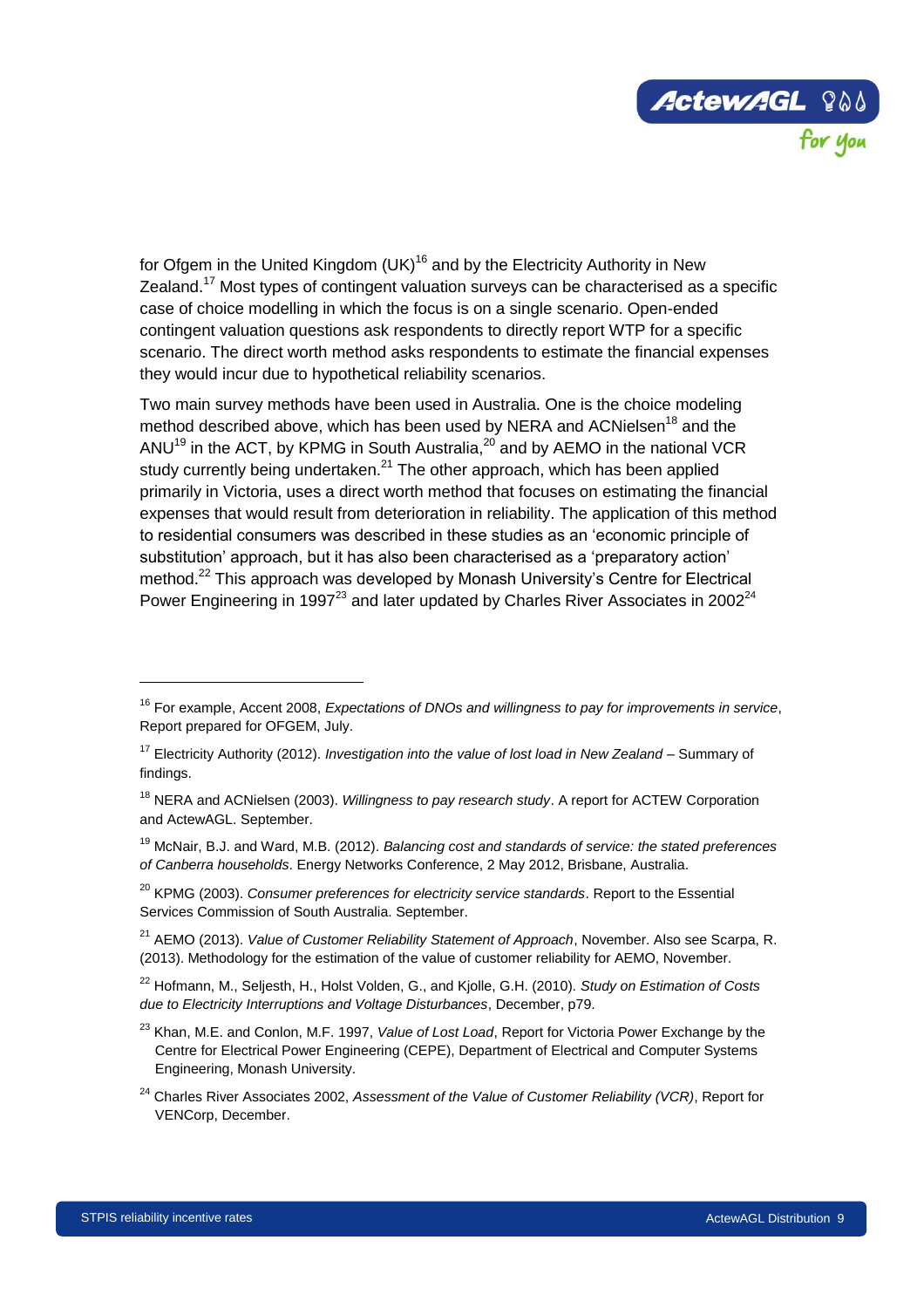for Ofgem in the United Kingdom (UK)[16] and by the Electricity Authority in New Zealand.[17] Most types of contingent valuation surveys can be characterised as a specific case of choice modelling in which the focus is on a single scenario. Open-ended contingent valuation questions ask respondents to directly report WTP for a specific scenario. The direct worth method asks respondents to estimate the financial expenses they would incur due to hypothetical reliability scenarios.

Two main survey methods have been used in Australia. One is the choice modeling method described above, which has been used by NERA and ACNielsen[18] and the ANU[19] in the ACT, by KPMG in South Australia,[20] and by AEMO in the national VCR study currently being undertaken.[21] The other approach, which has been applied primarily in Victoria, uses a direct worth method that focuses on estimating the financial expenses that would result from deterioration in reliability. The application of this method to residential consumers was described in these studies as an 'economic principle of substitution' approach, but it has also been characterised as a 'preparatory action' method.[22] This approach was developed by Monash University's Centre for Electrical Power Engineering in 1997[23] and later updated by Charles River Associates in 2002[24]

---

[16] For example, Accent 2008, *Expectations of DNOs and willingness to pay for improvements in service*, Report prepared for OFGEM, July.

[17] Electricity Authority (2012). *Investigation into the value of lost load in New Zealand* – Summary of findings.

[18] NERA and ACNielsen (2003). *Willingness to pay research study*. A report for ACTEW Corporation and ActewAGL. September.

[19] McNair, B.J. and Ward, M.B. (2012). *Balancing cost and standards of service: the stated preferences of Canberra households*. Energy Networks Conference, 2 May 2012, Brisbane, Australia.

[20] KPMG (2003). *Consumer preferences for electricity service standards*. Report to the Essential Services Commission of South Australia. September.

[21] AEMO (2013). *Value of Customer Reliability Statement of Approach*, November. Also see Scarpa, R. (2013). Methodology for the estimation of the value of customer reliability for AEMO, November.

[22] Hofmann, M., Seljesth, H., Holst Volden, G., and Kjolle, G.H. (2010). *Study on Estimation of Costs due to Electricity Interruptions and Voltage Disturbances*, December, p79.

[23] Khan, M.E. and Conlon, M.F. 1997, *Value of Lost Load*, Report for Victoria Power Exchange by the Centre for Electrical Power Engineering (CEPE), Department of Electrical and Computer Systems Engineering, Monash University.

[24] Charles River Associates 2002, *Assessment of the Value of Customer Reliability (VCR)*, Report for VENCorp, December.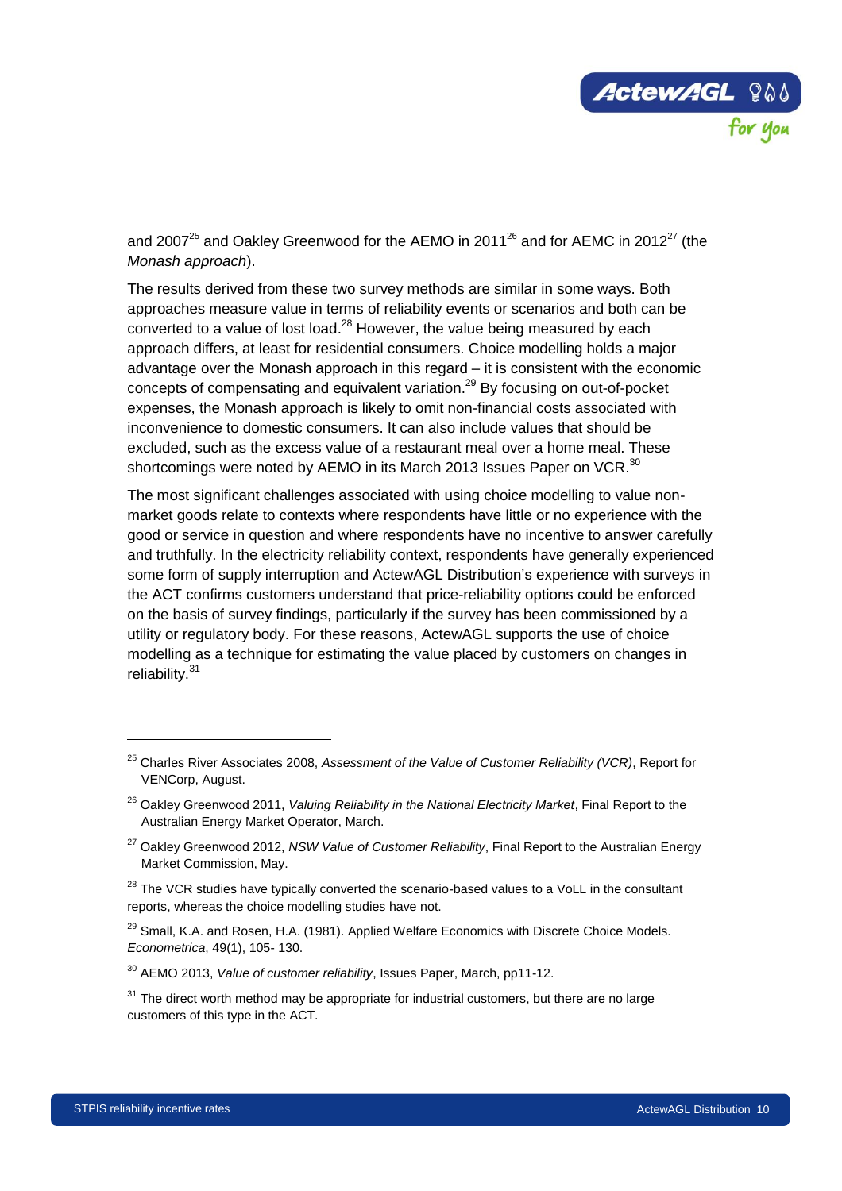and 2007[25] and Oakley Greenwood for the AEMO in 2011[26] and for AEMC in 2012[27] (the *Monash approach*).

The results derived from these two survey methods are similar in some ways. Both approaches measure value in terms of reliability events or scenarios and both can be converted to a value of lost load.[28] However, the value being measured by each approach differs, at least for residential consumers. Choice modelling holds a major advantage over the Monash approach in this regard – it is consistent with the economic concepts of compensating and equivalent variation.[29] By focusing on out-of-pocket expenses, the Monash approach is likely to omit non-financial costs associated with inconvenience to domestic consumers. It can also include values that should be excluded, such as the excess value of a restaurant meal over a home meal. These shortcomings were noted by AEMO in its March 2013 Issues Paper on VCR.[30]

The most significant challenges associated with using choice modelling to value non-market goods relate to contexts where respondents have little or no experience with the good or service in question and where respondents have no incentive to answer carefully and truthfully. In the electricity reliability context, respondents have generally experienced some form of supply interruption and ActewAGL Distribution's experience with surveys in the ACT confirms customers understand that price-reliability options could be enforced on the basis of survey findings, particularly if the survey has been commissioned by a utility or regulatory body. For these reasons, ActewAGL supports the use of choice modelling as a technique for estimating the value placed by customers on changes in reliability.[31]

---

[25] Charles River Associates 2008, *Assessment of the Value of Customer Reliability (VCR)*, Report for VENCorp, August.

[26] Oakley Greenwood 2011, *Valuing Reliability in the National Electricity Market*, Final Report to the Australian Energy Market Operator, March.

[27] Oakley Greenwood 2012, *NSW Value of Customer Reliability*, Final Report to the Australian Energy Market Commission, May.

[28] The VCR studies have typically converted the scenario-based values to a VoLL in the consultant reports, whereas the choice modelling studies have not.

[29] Small, K.A. and Rosen, H.A. (1981). Applied Welfare Economics with Discrete Choice Models. *Econometrica*, 49(1), 105- 130.

[30] AEMO 2013, *Value of customer reliability*, Issues Paper, March, pp11-12.

[31] The direct worth method may be appropriate for industrial customers, but there are no large customers of this type in the ACT.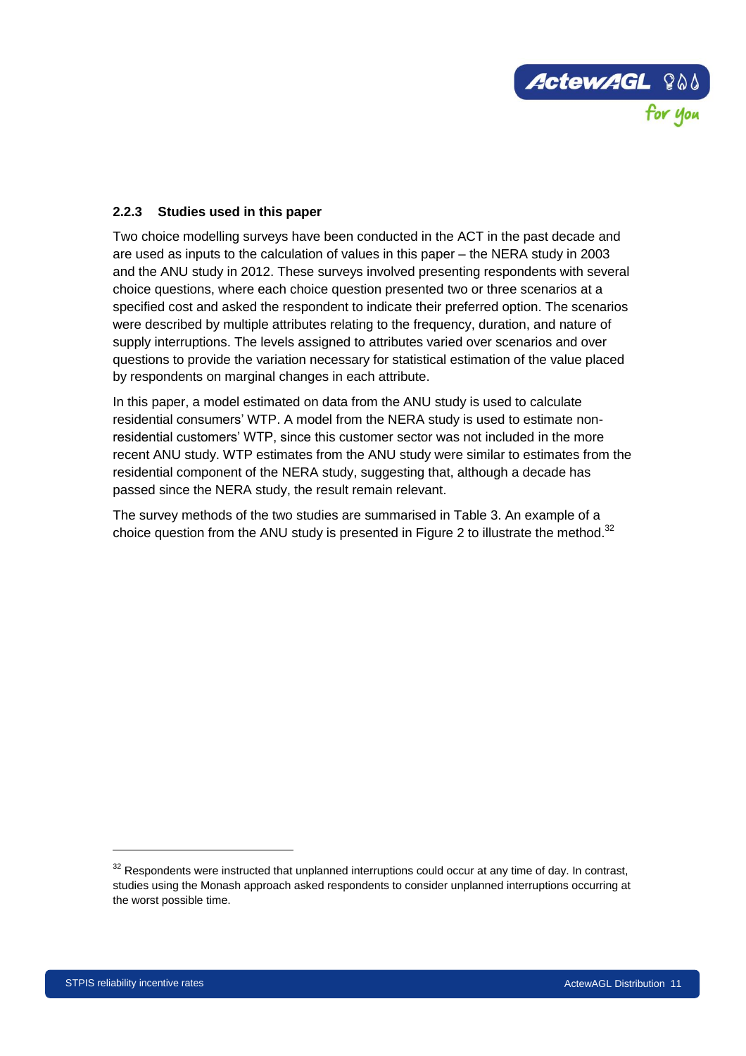### 2.2.3 Studies used in this paper

Two choice modelling surveys have been conducted in the ACT in the past decade and are used as inputs to the calculation of values in this paper – the NERA study in 2003 and the ANU study in 2012. These surveys involved presenting respondents with several choice questions, where each choice question presented two or three scenarios at a specified cost and asked the respondent to indicate their preferred option. The scenarios were described by multiple attributes relating to the frequency, duration, and nature of supply interruptions. The levels assigned to attributes varied over scenarios and over questions to provide the variation necessary for statistical estimation of the value placed by respondents on marginal changes in each attribute.

In this paper, a model estimated on data from the ANU study is used to calculate residential consumers' WTP. A model from the NERA study is used to estimate non-residential customers' WTP, since this customer sector was not included in the more recent ANU study. WTP estimates from the ANU study were similar to estimates from the residential component of the NERA study, suggesting that, although a decade has passed since the NERA study, the result remain relevant.

The survey methods of the two studies are summarised in Table 3. An example of a choice question from the ANU study is presented in Figure 2 to illustrate the method.[32]

[32] Respondents were instructed that unplanned interruptions could occur at any time of day. In contrast, studies using the Monash approach asked respondents to consider unplanned interruptions occurring at the worst possible time.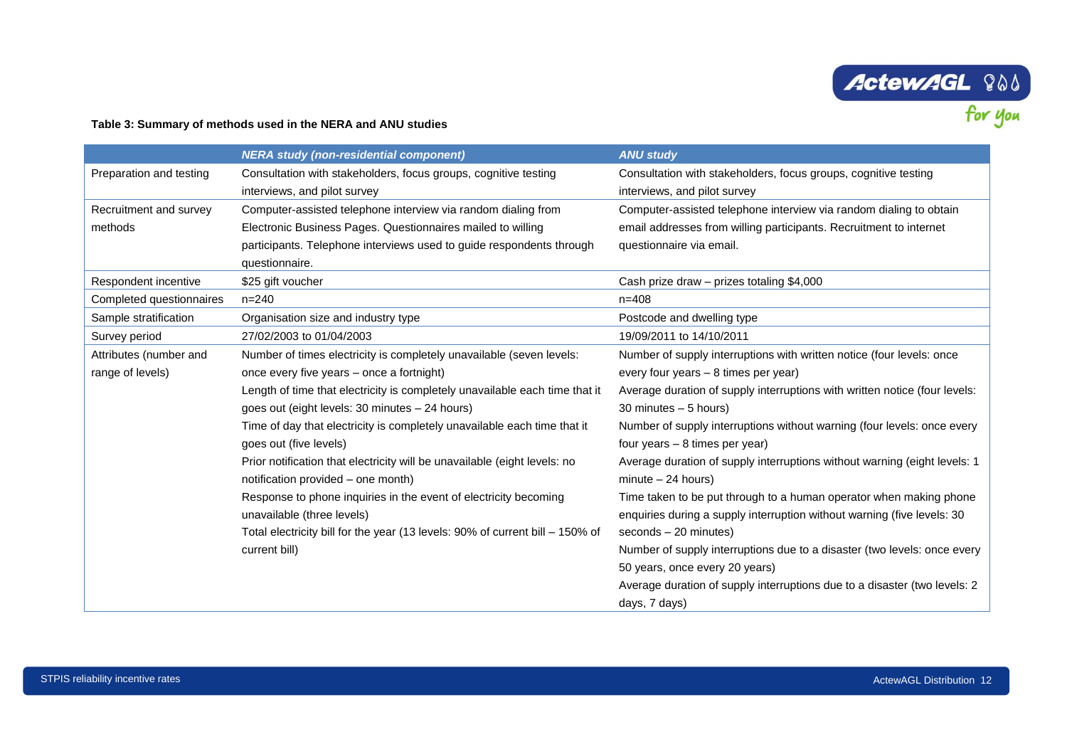**Table 3: Summary of methods used in the NERA and ANU studies**

| | *NERA study (non-residential component)* | *ANU study* |
|---|---|---|
| Preparation and testing | Consultation with stakeholders, focus groups, cognitive testing interviews, and pilot survey | Consultation with stakeholders, focus groups, cognitive testing interviews, and pilot survey |
| Recruitment and survey methods | Computer-assisted telephone interview via random dialing from Electronic Business Pages. Questionnaires mailed to willing participants. Telephone interviews used to guide respondents through questionnaire. | Computer-assisted telephone interview via random dialing to obtain email addresses from willing participants. Recruitment to internet questionnaire via email. |
| Respondent incentive | $25 gift voucher | Cash prize draw – prizes totaling $4,000 |
| Completed questionnaires | n=240 | n=408 |
| Sample stratification | Organisation size and industry type | Postcode and dwelling type |
| Survey period | 27/02/2003 to 01/04/2003 | 19/09/2011 to 14/10/2011 |
| Attributes (number and range of levels) | Number of times electricity is completely unavailable (seven levels: once every five years – once a fortnight)<br>Length of time that electricity is completely unavailable each time that it goes out (eight levels: 30 minutes – 24 hours)<br>Time of day that electricity is completely unavailable each time that it goes out (five levels)<br>Prior notification that electricity will be unavailable (eight levels: no notification provided – one month)<br>Response to phone inquiries in the event of electricity becoming unavailable (three levels)<br>Total electricity bill for the year (13 levels: 90% of current bill – 150% of current bill) | Number of supply interruptions with written notice (four levels: once every four years – 8 times per year)<br>Average duration of supply interruptions with written notice (four levels: 30 minutes – 5 hours)<br>Number of supply interruptions without warning (four levels: once every four years – 8 times per year)<br>Average duration of supply interruptions without warning (eight levels: 1 minute – 24 hours)<br>Time taken to be put through to a human operator when making phone enquiries during a supply interruption without warning (five levels: 30 seconds – 20 minutes)<br>Number of supply interruptions due to a disaster (two levels: once every 50 years, once every 20 years)<br>Average duration of supply interruptions due to a disaster (two levels: 2 days, 7 days) |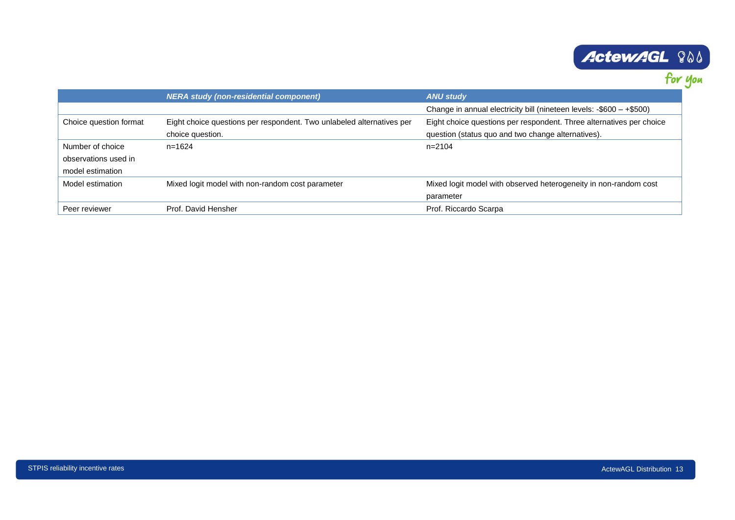| | *NERA study (non-residential component)* | *ANU study* |
|---|---|---|
| | | Change in annual electricity bill (nineteen levels: -$600 – +$500) |
| Choice question format | Eight choice questions per respondent. Two unlabeled alternatives per choice question. | Eight choice questions per respondent. Three alternatives per choice question (status quo and two change alternatives). |
| Number of choice observations used in model estimation | n=1624 | n=2104 |
| Model estimation | Mixed logit model with non-random cost parameter | Mixed logit model with observed heterogeneity in non-random cost parameter |
| Peer reviewer | Prof. David Hensher | Prof. Riccardo Scarpa |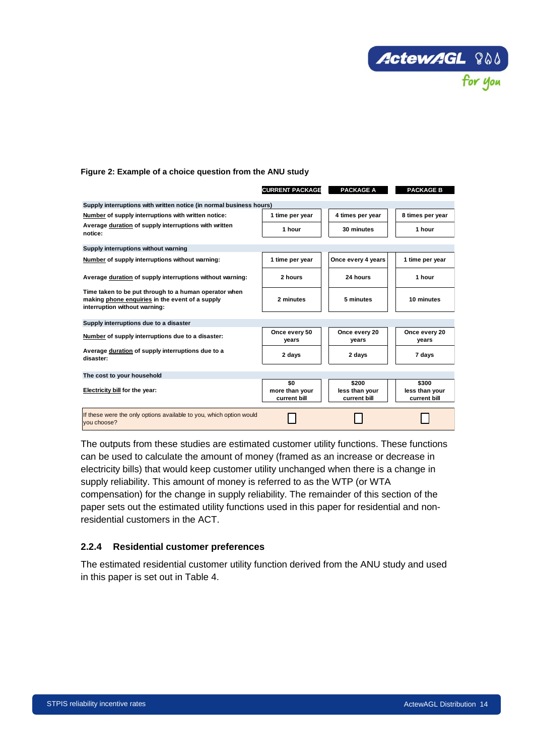**Figure 2: Example of a choice question from the ANU study**

| | CURRENT PACKAGE | PACKAGE A | PACKAGE B |
|---|---|---|---|
| **Supply interruptions with written notice (in normal business hours)** | | | |
| **Number of supply interruptions with written notice:** | 1 time per year | 4 times per year | 8 times per year |
| **Average duration of supply interruptions with written notice:** | 1 hour | 30 minutes | 1 hour |
| **Supply interruptions without warning** | | | |
| **Number of supply interruptions without warning:** | 1 time per year | Once every 4 years | 1 time per year |
| **Average duration of supply interruptions without warning:** | 2 hours | 24 hours | 1 hour |
| **Time taken to be put through to a human operator when making phone enquiries in the event of a supply interruption without warning:** | 2 minutes | 5 minutes | 10 minutes |
| **Supply interruptions due to a disaster** | | | |
| **Number of supply interruptions due to a disaster:** | Once every 50 years | Once every 20 years | Once every 20 years |
| **Average duration of supply interruptions due to a disaster:** | 2 days | 2 days | 7 days |
| **The cost to your household** | | | |
| **Electricity bill for the year:** | $0 more than your current bill | $200 less than your current bill | $300 less than your current bill |
| If these were the only options available to you, which option would you choose? | ☐ | ☐ | ☐ |

The outputs from these studies are estimated customer utility functions. These functions can be used to calculate the amount of money (framed as an increase or decrease in electricity bills) that would keep customer utility unchanged when there is a change in supply reliability. This amount of money is referred to as the WTP (or WTA compensation) for the change in supply reliability. The remainder of this section of the paper sets out the estimated utility functions used in this paper for residential and non-residential customers in the ACT.

### 2.2.4 Residential customer preferences

The estimated residential customer utility function derived from the ANU study and used in this paper is set out in Table 4.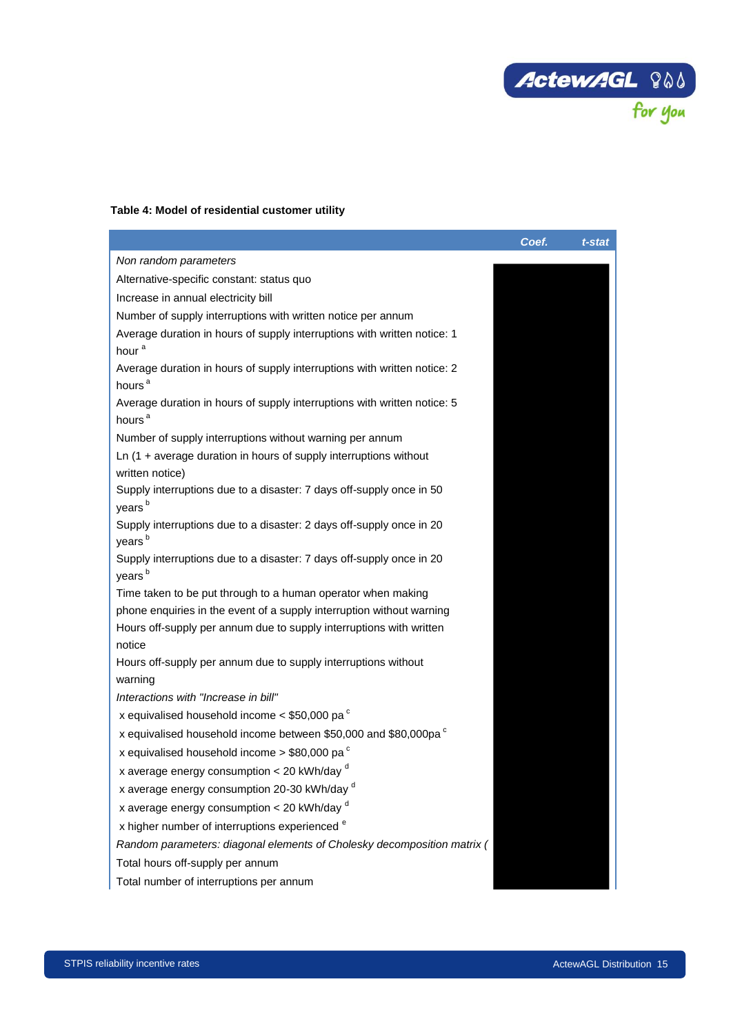**Table 4: Model of residential customer utility**

| | Coef. | t-stat |
|---|---|---|
| *Non random parameters* | | |
| Alternative-specific constant: status quo | | |
| Increase in annual electricity bill | | |
| Number of supply interruptions with written notice per annum | | |
| Average duration in hours of supply interruptions with written notice: 1 hour [a] | | |
| Average duration in hours of supply interruptions with written notice: 2 hours [a] | | |
| Average duration in hours of supply interruptions with written notice: 5 hours [a] | | |
| Number of supply interruptions without warning per annum | | |
| Ln (1 + average duration in hours of supply interruptions without written notice) | | |
| Supply interruptions due to a disaster: 7 days off-supply once in 50 years [b] | | |
| Supply interruptions due to a disaster: 2 days off-supply once in 20 years [b] | | |
| Supply interruptions due to a disaster: 7 days off-supply once in 20 years [b] | | |
| Time taken to be put through to a human operator when making phone enquiries in the event of a supply interruption without warning | | |
| Hours off-supply per annum due to supply interruptions with written notice | | |
| Hours off-supply per annum due to supply interruptions without warning | | |
| *Interactions with "Increase in bill"* | | |
| x equivalised household income < $50,000 pa [c] | | |
| x equivalised household income between $50,000 and $80,000pa [c] | | |
| x equivalised household income > $80,000 pa [c] | | |
| x average energy consumption < 20 kWh/day [d] | | |
| x average energy consumption 20-30 kWh/day [d] | | |
| x average energy consumption < 20 kWh/day [d] | | |
| x higher number of interruptions experienced [e] | | |
| *Random parameters: diagonal elements of Cholesky decomposition matrix (* | | |
| Total hours off-supply per annum | | |
| Total number of interruptions per annum | | |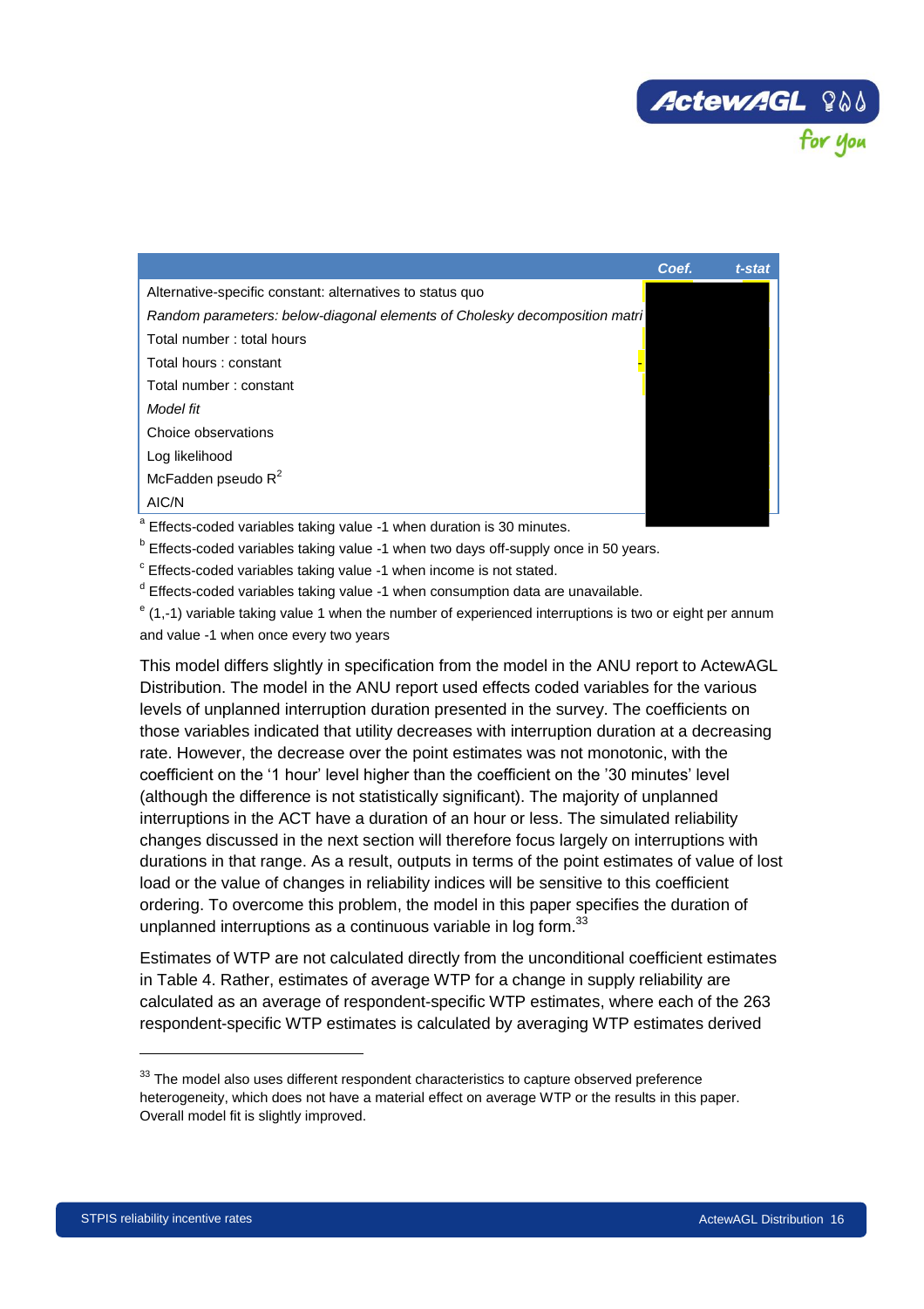| | Coef. | t-stat |
|---|---|---|
| Alternative-specific constant: alternatives to status quo | | |
| *Random parameters: below-diagonal elements of Cholesky decomposition matri* | | |
| Total number : total hours | | |
| Total hours : constant | | |
| Total number : constant | | |
| *Model fit* | | |
| Choice observations | | |
| Log likelihood | | |
| McFadden pseudo $R^2$ | | |
| AIC/N | | |

[a] Effects-coded variables taking value -1 when duration is 30 minutes.

[b] Effects-coded variables taking value -1 when two days off-supply once in 50 years.

[c] Effects-coded variables taking value -1 when income is not stated.

[d] Effects-coded variables taking value -1 when consumption data are unavailable.

[e] (1,-1) variable taking value 1 when the number of experienced interruptions is two or eight per annum and value -1 when once every two years

This model differs slightly in specification from the model in the ANU report to ActewAGL Distribution. The model in the ANU report used effects coded variables for the various levels of unplanned interruption duration presented in the survey. The coefficients on those variables indicated that utility decreases with interruption duration at a decreasing rate. However, the decrease over the point estimates was not monotonic, with the coefficient on the '1 hour' level higher than the coefficient on the '30 minutes' level (although the difference is not statistically significant). The majority of unplanned interruptions in the ACT have a duration of an hour or less. The simulated reliability changes discussed in the next section will therefore focus largely on interruptions with durations in that range. As a result, outputs in terms of the point estimates of value of lost load or the value of changes in reliability indices will be sensitive to this coefficient ordering. To overcome this problem, the model in this paper specifies the duration of unplanned interruptions as a continuous variable in log form.[33]

Estimates of WTP are not calculated directly from the unconditional coefficient estimates in Table 4. Rather, estimates of average WTP for a change in supply reliability are calculated as an average of respondent-specific WTP estimates, where each of the 263 respondent-specific WTP estimates is calculated by averaging WTP estimates derived

[33] The model also uses different respondent characteristics to capture observed preference heterogeneity, which does not have a material effect on average WTP or the results in this paper. Overall model fit is slightly improved.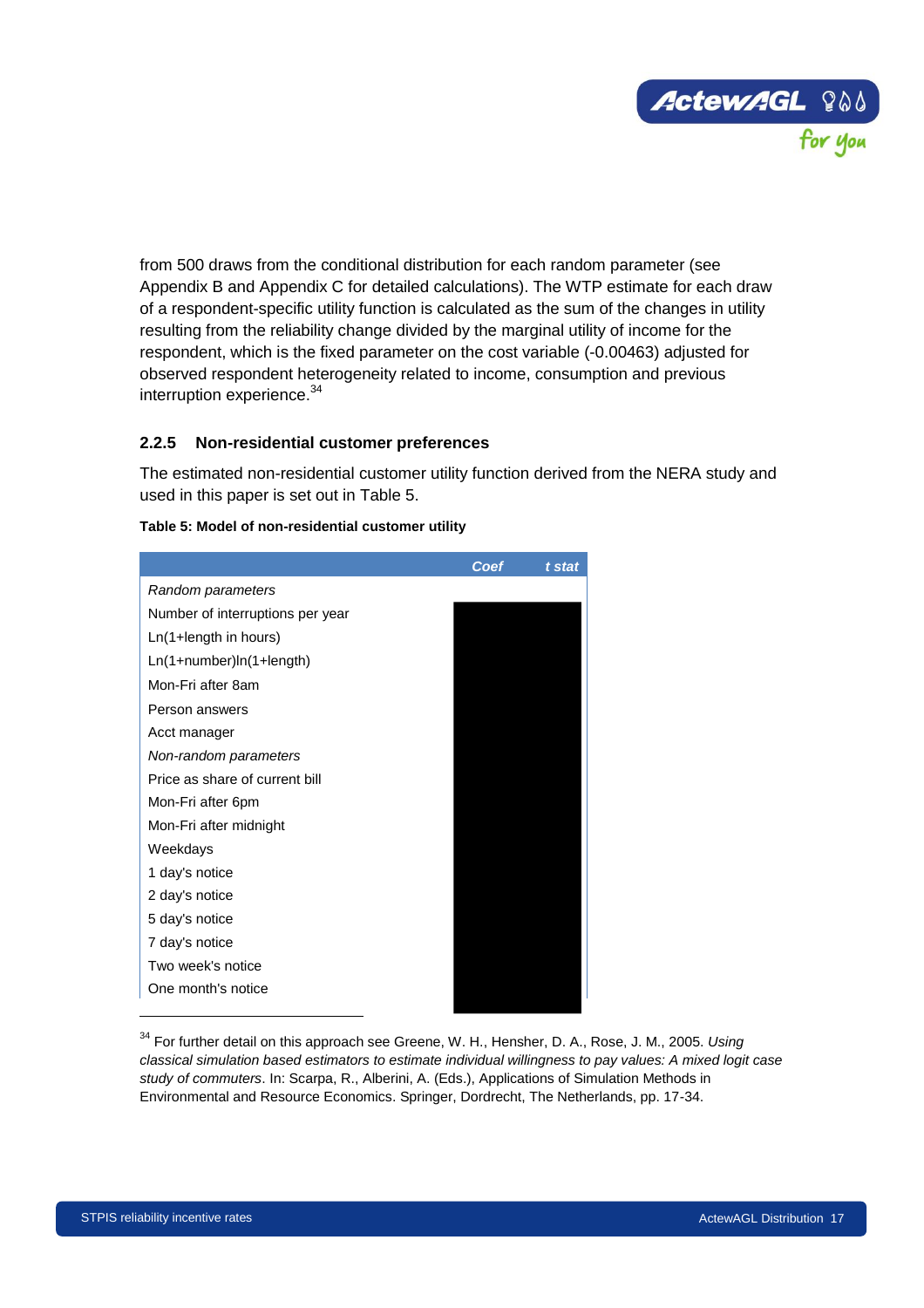from 500 draws from the conditional distribution for each random parameter (see Appendix B and Appendix C for detailed calculations). The WTP estimate for each draw of a respondent-specific utility function is calculated as the sum of the changes in utility resulting from the reliability change divided by the marginal utility of income for the respondent, which is the fixed parameter on the cost variable (-0.00463) adjusted for observed respondent heterogeneity related to income, consumption and previous interruption experience.[34]

### 2.2.5 Non-residential customer preferences

The estimated non-residential customer utility function derived from the NERA study and used in this paper is set out in Table 5.

**Table 5: Model of non-residential customer utility**

| | *Coef* | *t stat* |
|---|---|---|
| *Random parameters* | | |
| Number of interruptions per year | | |
| Ln(1+length in hours) | | |
| Ln(1+number)ln(1+length) | | |
| Mon-Fri after 8am | | |
| Person answers | | |
| Acct manager | | |
| *Non-random parameters* | | |
| Price as share of current bill | | |
| Mon-Fri after 6pm | | |
| Mon-Fri after midnight | | |
| Weekdays | | |
| 1 day's notice | | |
| 2 day's notice | | |
| 5 day's notice | | |
| 7 day's notice | | |
| Two week's notice | | |
| One month's notice | | |

[34] For further detail on this approach see Greene, W. H., Hensher, D. A., Rose, J. M., 2005. *Using classical simulation based estimators to estimate individual willingness to pay values: A mixed logit case study of commuters*. In: Scarpa, R., Alberini, A. (Eds.), Applications of Simulation Methods in Environmental and Resource Economics. Springer, Dordrecht, The Netherlands, pp. 17-34.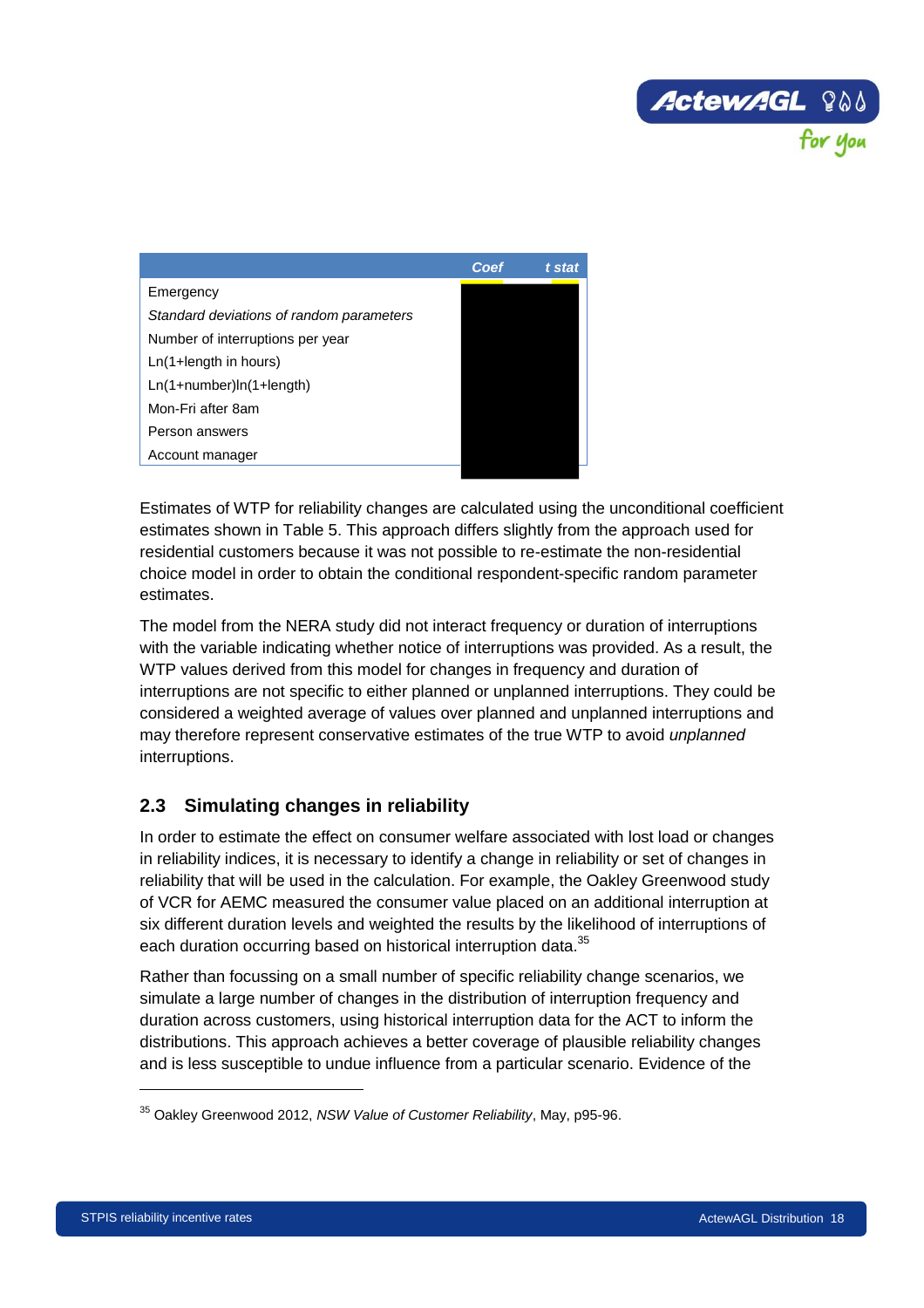| | Coef | t stat |
|---|---|---|
| Emergency | | |
| *Standard deviations of random parameters* | | |
| Number of interruptions per year | | |
| Ln(1+length in hours) | | |
| Ln(1+number)ln(1+length) | | |
| Mon-Fri after 8am | | |
| Person answers | | |
| Account manager | | |

Estimates of WTP for reliability changes are calculated using the unconditional coefficient estimates shown in Table 5. This approach differs slightly from the approach used for residential customers because it was not possible to re-estimate the non-residential choice model in order to obtain the conditional respondent-specific random parameter estimates.

The model from the NERA study did not interact frequency or duration of interruptions with the variable indicating whether notice of interruptions was provided. As a result, the WTP values derived from this model for changes in frequency and duration of interruptions are not specific to either planned or unplanned interruptions. They could be considered a weighted average of values over planned and unplanned interruptions and may therefore represent conservative estimates of the true WTP to avoid *unplanned* interruptions.

## 2.3 Simulating changes in reliability

In order to estimate the effect on consumer welfare associated with lost load or changes in reliability indices, it is necessary to identify a change in reliability or set of changes in reliability that will be used in the calculation. For example, the Oakley Greenwood study of VCR for AEMC measured the consumer value placed on an additional interruption at six different duration levels and weighted the results by the likelihood of interruptions of each duration occurring based on historical interruption data.[35]

Rather than focussing on a small number of specific reliability change scenarios, we simulate a large number of changes in the distribution of interruption frequency and duration across customers, using historical interruption data for the ACT to inform the distributions. This approach achieves a better coverage of plausible reliability changes and is less susceptible to undue influence from a particular scenario. Evidence of the

---

[35] Oakley Greenwood 2012, *NSW Value of Customer Reliability*, May, p95-96.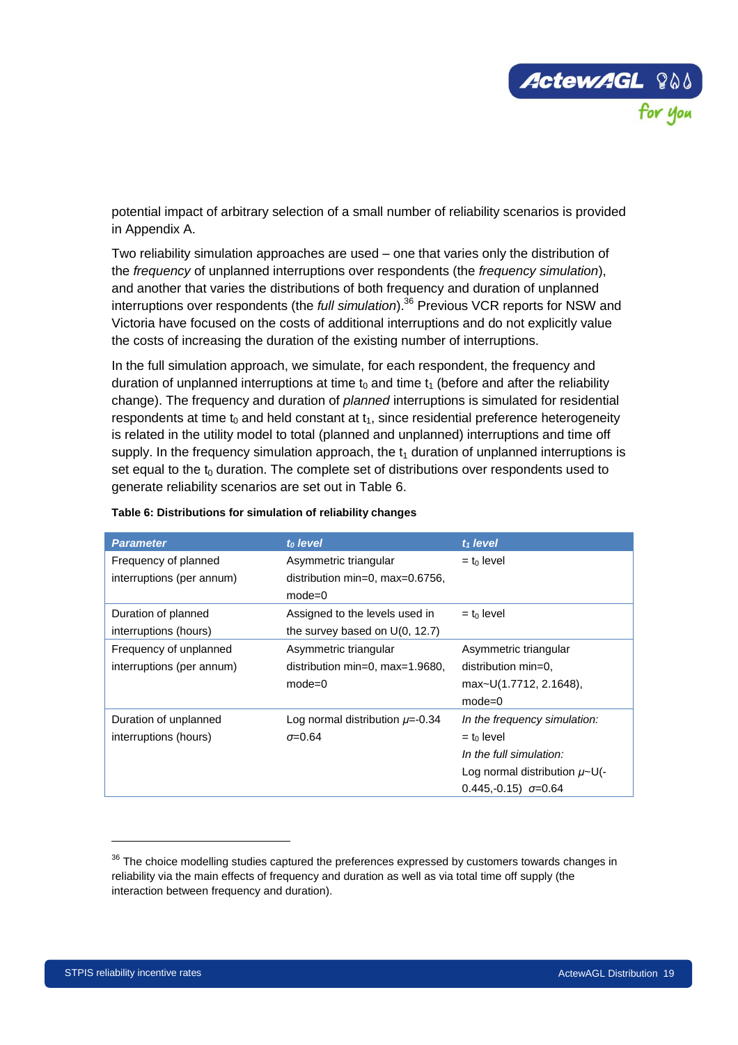potential impact of arbitrary selection of a small number of reliability scenarios is provided in Appendix A.

Two reliability simulation approaches are used – one that varies only the distribution of the *frequency* of unplanned interruptions over respondents (the *frequency simulation*), and another that varies the distributions of both frequency and duration of unplanned interruptions over respondents (the *full simulation*).[36] Previous VCR reports for NSW and Victoria have focused on the costs of additional interruptions and do not explicitly value the costs of increasing the duration of the existing number of interruptions.

In the full simulation approach, we simulate, for each respondent, the frequency and duration of unplanned interruptions at time $t_0$ and time $t_1$ (before and after the reliability change). The frequency and duration of *planned* interruptions is simulated for residential respondents at time $t_0$ and held constant at $t_1$, since residential preference heterogeneity is related in the utility model to total (planned and unplanned) interruptions and time off supply. In the frequency simulation approach, the $t_1$ duration of unplanned interruptions is set equal to the $t_0$ duration. The complete set of distributions over respondents used to generate reliability scenarios are set out in Table 6.

**Table 6: Distributions for simulation of reliability changes**

| *Parameter* | *$t_0$ level* | *$t_1$ level* |
|---|---|---|
| Frequency of planned interruptions (per annum) | Asymmetric triangular distribution min=0, max=0.6756, mode=0 | = $t_0$ level |
| Duration of planned interruptions (hours) | Assigned to the levels used in the survey based on U(0, 12.7) | = $t_0$ level |
| Frequency of unplanned interruptions (per annum) | Asymmetric triangular distribution min=0, max=1.9680, mode=0 | Asymmetric triangular distribution min=0, max~U(1.7712, 2.1648), mode=0 |
| Duration of unplanned interruptions (hours) | Log normal distribution $\mu$=-0.34 $\sigma$=0.64 | *In the frequency simulation:* = $t_0$ level *In the full simulation:* Log normal distribution $\mu$~U(-0.445,-0.15) $\sigma$=0.64 |

[36] The choice modelling studies captured the preferences expressed by customers towards changes in reliability via the main effects of frequency and duration as well as via total time off supply (the interaction between frequency and duration).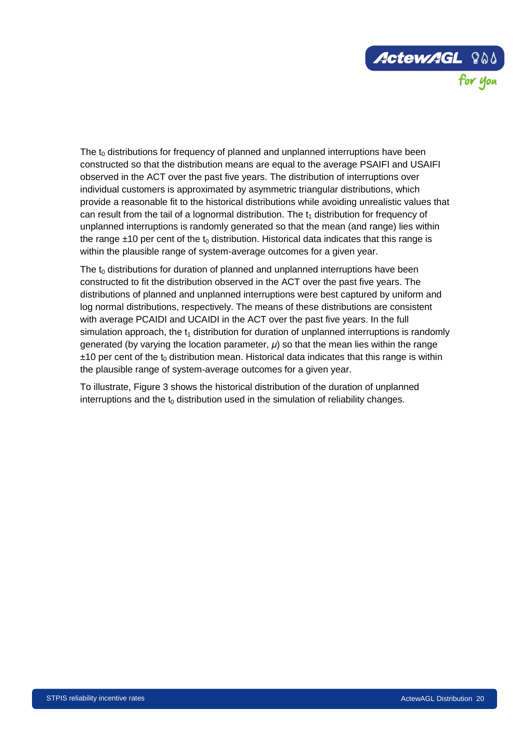The $t_0$ distributions for frequency of planned and unplanned interruptions have been constructed so that the distribution means are equal to the average PSAIFI and USAIFI observed in the ACT over the past five years. The distribution of interruptions over individual customers is approximated by asymmetric triangular distributions, which provide a reasonable fit to the historical distributions while avoiding unrealistic values that can result from the tail of a lognormal distribution. The $t_1$ distribution for frequency of unplanned interruptions is randomly generated so that the mean (and range) lies within the range ±10 per cent of the $t_0$ distribution. Historical data indicates that this range is within the plausible range of system-average outcomes for a given year.

The $t_0$ distributions for duration of planned and unplanned interruptions have been constructed to fit the distribution observed in the ACT over the past five years. The distributions of planned and unplanned interruptions were best captured by uniform and log normal distributions, respectively. The means of these distributions are consistent with average PCAIDI and UCAIDI in the ACT over the past five years. In the full simulation approach, the $t_1$ distribution for duration of unplanned interruptions is randomly generated (by varying the location parameter, $\mu$) so that the mean lies within the range ±10 per cent of the $t_0$ distribution mean. Historical data indicates that this range is within the plausible range of system-average outcomes for a given year.

To illustrate, Figure 3 shows the historical distribution of the duration of unplanned interruptions and the $t_0$ distribution used in the simulation of reliability changes.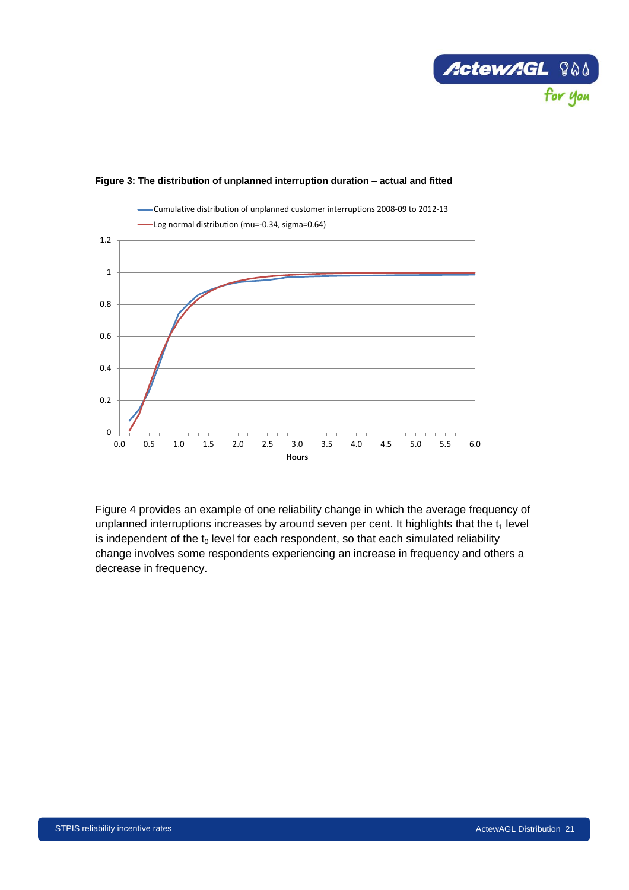**Figure 3: The distribution of unplanned interruption duration – actual and fitted**

Figure 4 provides an example of one reliability change in which the average frequency of unplanned interruptions increases by around seven per cent. It highlights that the $t_1$ level is independent of the $t_0$ level for each respondent, so that each simulated reliability change involves some respondents experiencing an increase in frequency and others a decrease in frequency.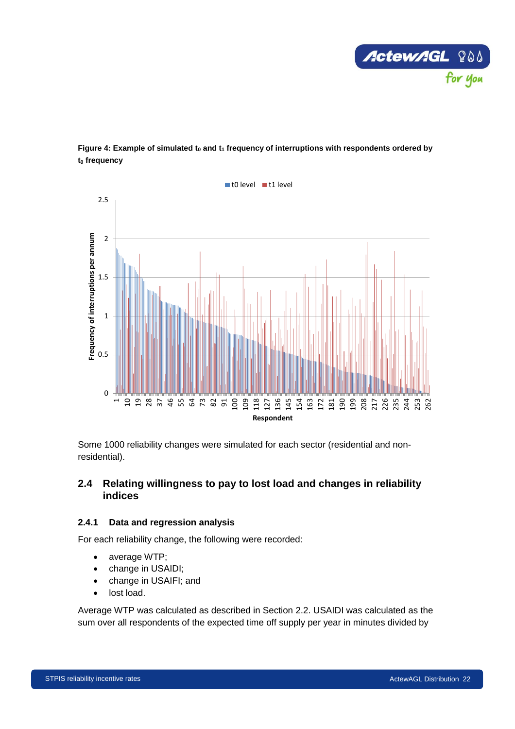**Figure 4: Example of simulated $t_0$ and $t_1$ frequency of interruptions with respondents ordered by $t_0$ frequency**

Some 1000 reliability changes were simulated for each sector (residential and non-residential).

## 2.4 Relating willingness to pay to lost load and changes in reliability indices

### 2.4.1 Data and regression analysis

For each reliability change, the following were recorded:

- average WTP;
- change in USAIDI;
- change in USAIFI; and
- lost load.

Average WTP was calculated as described in Section 2.2. USAIDI was calculated as the sum over all respondents of the expected time off supply per year in minutes divided by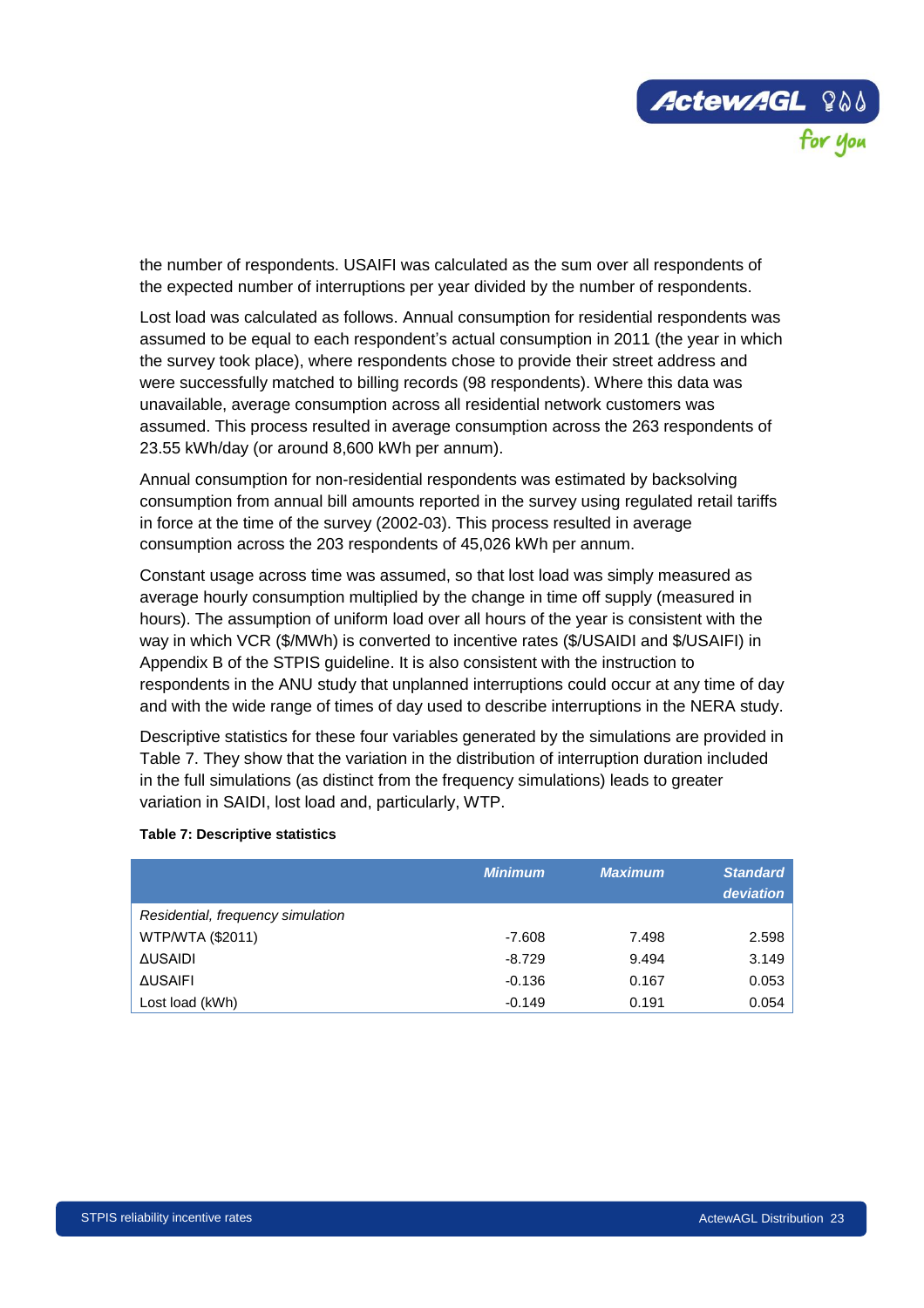the number of respondents. USAIFI was calculated as the sum over all respondents of the expected number of interruptions per year divided by the number of respondents.

Lost load was calculated as follows. Annual consumption for residential respondents was assumed to be equal to each respondent's actual consumption in 2011 (the year in which the survey took place), where respondents chose to provide their street address and were successfully matched to billing records (98 respondents). Where this data was unavailable, average consumption across all residential network customers was assumed. This process resulted in average consumption across the 263 respondents of 23.55 kWh/day (or around 8,600 kWh per annum).

Annual consumption for non-residential respondents was estimated by backsolving consumption from annual bill amounts reported in the survey using regulated retail tariffs in force at the time of the survey (2002-03). This process resulted in average consumption across the 203 respondents of 45,026 kWh per annum.

Constant usage across time was assumed, so that lost load was simply measured as average hourly consumption multiplied by the change in time off supply (measured in hours). The assumption of uniform load over all hours of the year is consistent with the way in which VCR ($/MWh) is converted to incentive rates ($/USAIDI and $/USAIFI) in Appendix B of the STPIS guideline. It is also consistent with the instruction to respondents in the ANU study that unplanned interruptions could occur at any time of day and with the wide range of times of day used to describe interruptions in the NERA study.

Descriptive statistics for these four variables generated by the simulations are provided in Table 7. They show that the variation in the distribution of interruption duration included in the full simulations (as distinct from the frequency simulations) leads to greater variation in SAIDI, lost load and, particularly, WTP.

**Table 7: Descriptive statistics**

| | *Minimum* | *Maximum* | *Standard deviation* |
|---|---|---|---|
| *Residential, frequency simulation* | | | |
| WTP/WTA ($2011) | -7.608 | 7.498 | 2.598 |
| ΔUSAIDI | -8.729 | 9.494 | 3.149 |
| ΔUSAIFI | -0.136 | 0.167 | 0.053 |
| Lost load (kWh) | -0.149 | 0.191 | 0.054 |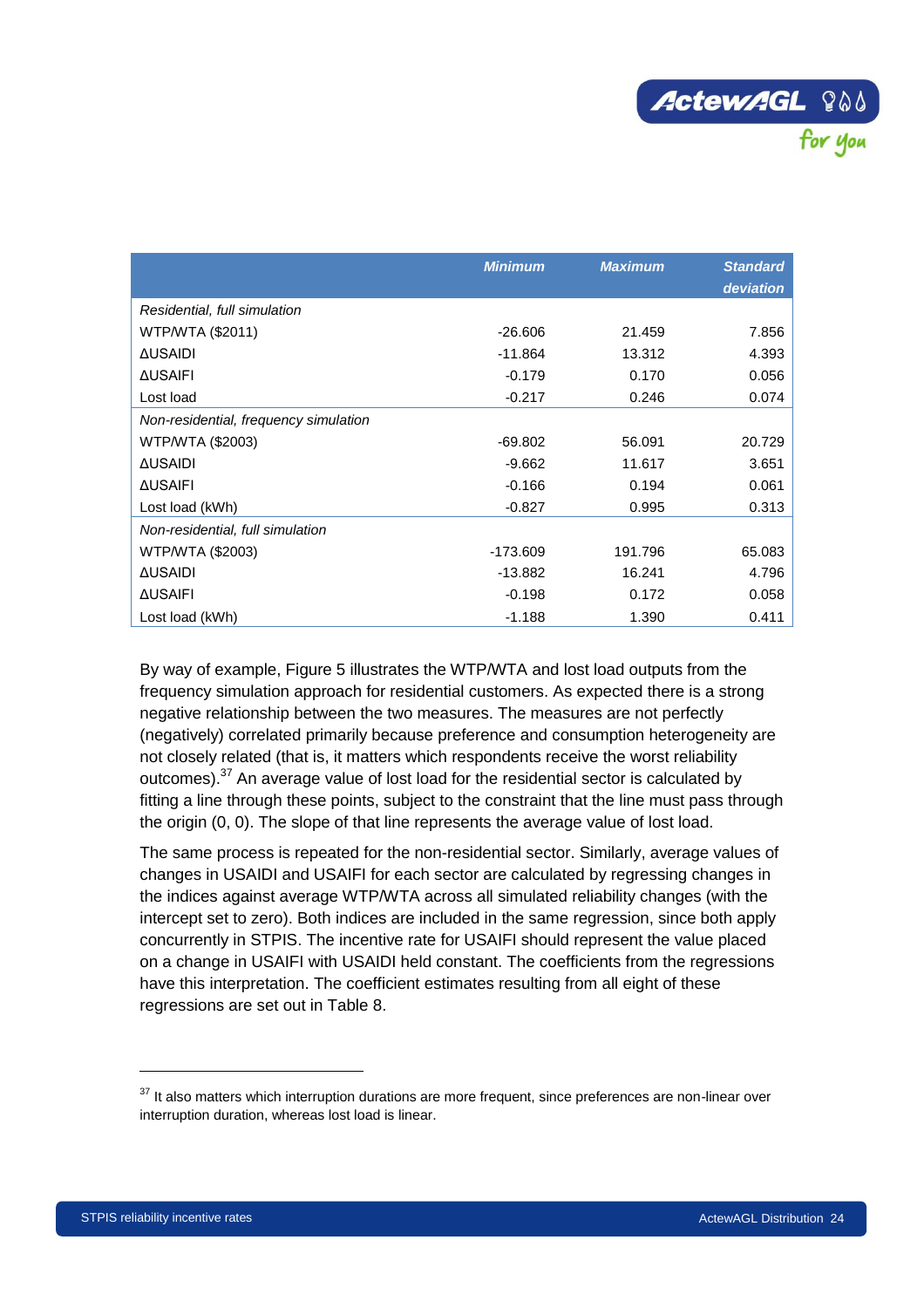| | *Minimum* | *Maximum* | *Standard deviation* |
|---|---|---|---|
| *Residential, full simulation* | | | |
| WTP/WTA ($2011) | -26.606 | 21.459 | 7.856 |
| ΔUSAIDI | -11.864 | 13.312 | 4.393 |
| ΔUSAIFI | -0.179 | 0.170 | 0.056 |
| Lost load | -0.217 | 0.246 | 0.074 |
| *Non-residential, frequency simulation* | | | |
| WTP/WTA ($2003) | -69.802 | 56.091 | 20.729 |
| ΔUSAIDI | -9.662 | 11.617 | 3.651 |
| ΔUSAIFI | -0.166 | 0.194 | 0.061 |
| Lost load (kWh) | -0.827 | 0.995 | 0.313 |
| *Non-residential, full simulation* | | | |
| WTP/WTA ($2003) | -173.609 | 191.796 | 65.083 |
| ΔUSAIDI | -13.882 | 16.241 | 4.796 |
| ΔUSAIFI | -0.198 | 0.172 | 0.058 |
| Lost load (kWh) | -1.188 | 1.390 | 0.411 |

By way of example, Figure 5 illustrates the WTP/WTA and lost load outputs from the frequency simulation approach for residential customers. As expected there is a strong negative relationship between the two measures. The measures are not perfectly (negatively) correlated primarily because preference and consumption heterogeneity are not closely related (that is, it matters which respondents receive the worst reliability outcomes).[37] An average value of lost load for the residential sector is calculated by fitting a line through these points, subject to the constraint that the line must pass through the origin (0, 0). The slope of that line represents the average value of lost load.

The same process is repeated for the non-residential sector. Similarly, average values of changes in USAIDI and USAIFI for each sector are calculated by regressing changes in the indices against average WTP/WTA across all simulated reliability changes (with the intercept set to zero). Both indices are included in the same regression, since both apply concurrently in STPIS. The incentive rate for USAIFI should represent the value placed on a change in USAIFI with USAIDI held constant. The coefficients from the regressions have this interpretation. The coefficient estimates resulting from all eight of these regressions are set out in Table 8.

---

[37] It also matters which interruption durations are more frequent, since preferences are non-linear over interruption duration, whereas lost load is linear.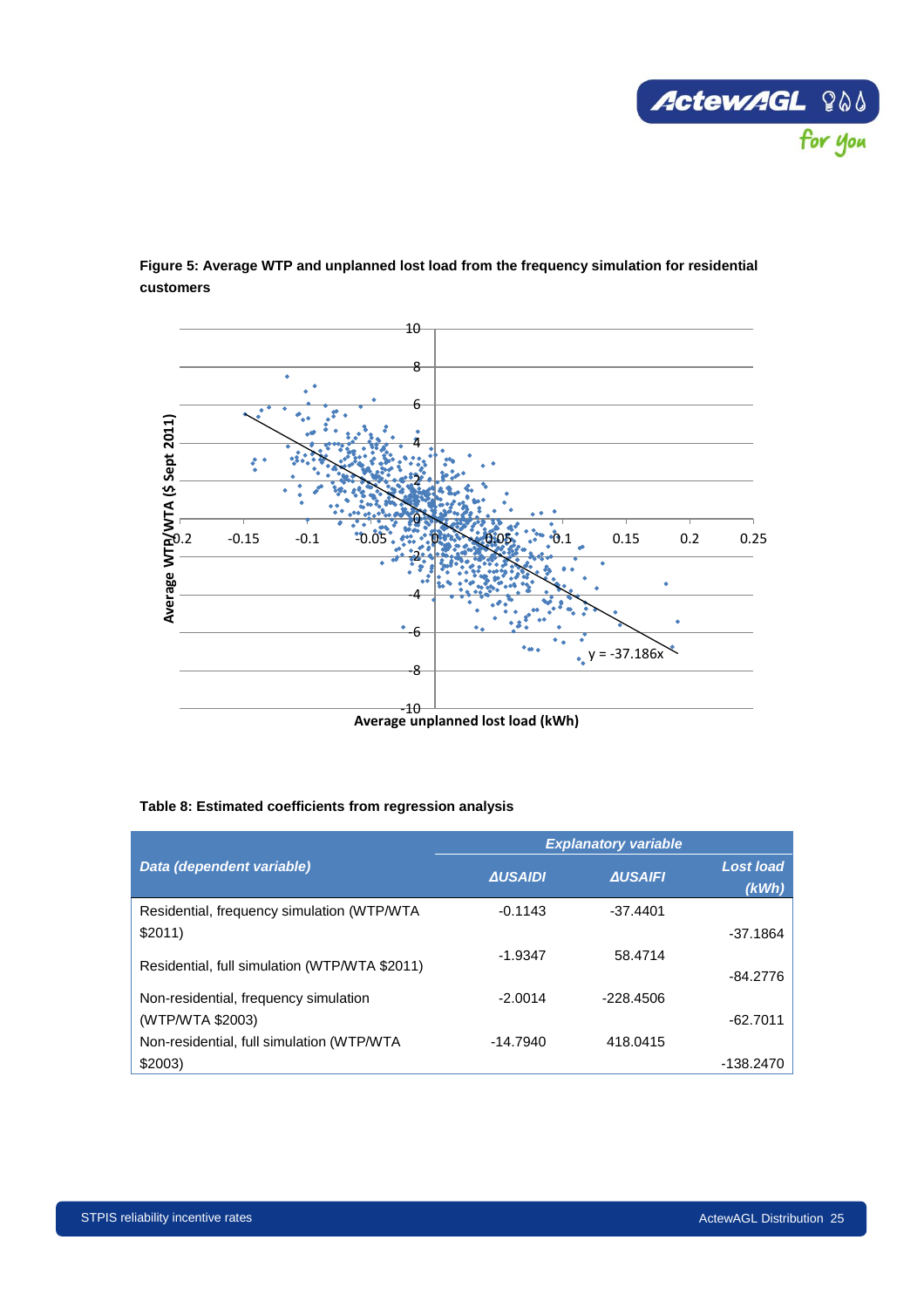**Figure 5: Average WTP and unplanned lost load from the frequency simulation for residential customers**

**Table 8: Estimated coefficients from regression analysis**

| Data (dependent variable) | Explanatory variable | | |
|---|---|---|---|
| | *ΔUSAIDI* | *ΔUSAIFI* | *Lost load (kWh)* |
| Residential, frequency simulation (WTP/WTA $2011) | -0.1143 | -37.4401 | -37.1864 |
| Residential, full simulation (WTP/WTA $2011) | -1.9347 | 58.4714 | -84.2776 |
| Non-residential, frequency simulation (WTP/WTA $2003) | -2.0014 | -228.4506 | -62.7011 |
| Non-residential, full simulation (WTP/WTA $2003) | -14.7940 | 418.0415 | -138.2470 |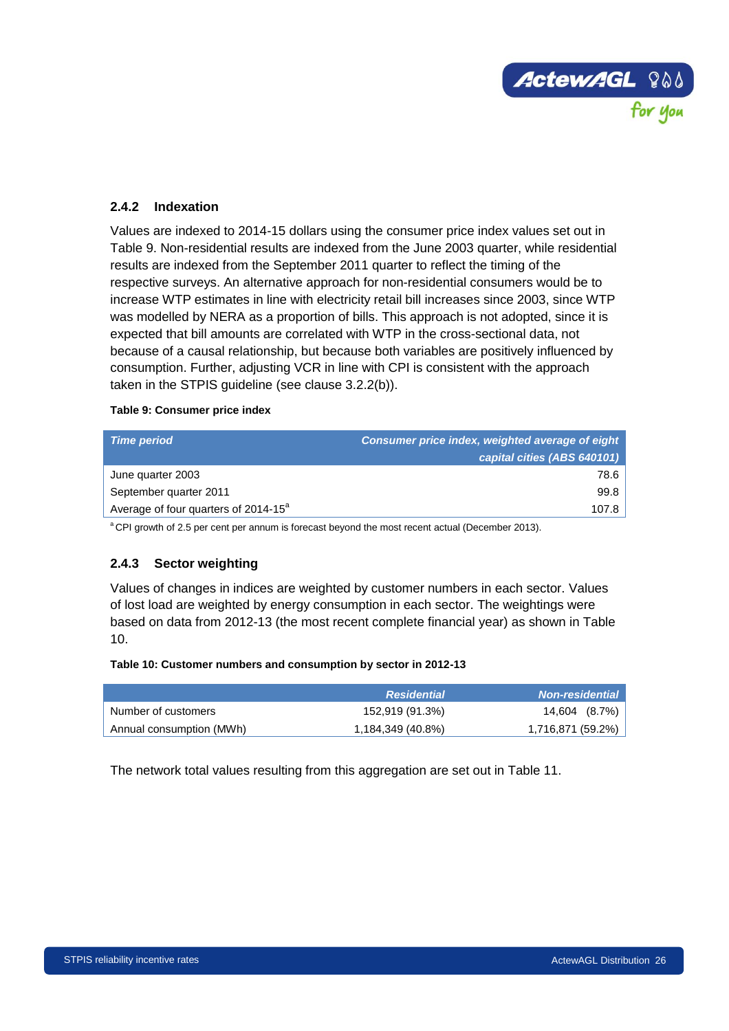### 2.4.2 Indexation

Values are indexed to 2014-15 dollars using the consumer price index values set out in Table 9. Non-residential results are indexed from the June 2003 quarter, while residential results are indexed from the September 2011 quarter to reflect the timing of the respective surveys. An alternative approach for non-residential consumers would be to increase WTP estimates in line with electricity retail bill increases since 2003, since WTP was modelled by NERA as a proportion of bills. This approach is not adopted, since it is expected that bill amounts are correlated with WTP in the cross-sectional data, not because of a causal relationship, but because both variables are positively influenced by consumption. Further, adjusting VCR in line with CPI is consistent with the approach taken in the STPIS guideline (see clause 3.2.2(b)).

**Table 9: Consumer price index**

| *Time period* | *Consumer price index, weighted average of eight capital cities (ABS 640101)* |
|---|---|
| June quarter 2003 | 78.6 |
| September quarter 2011 | 99.8 |
| Average of four quarters of 2014-15[a] | 107.8 |

[a] CPI growth of 2.5 per cent per annum is forecast beyond the most recent actual (December 2013).

### 2.4.3 Sector weighting

Values of changes in indices are weighted by customer numbers in each sector. Values of lost load are weighted by energy consumption in each sector. The weightings were based on data from 2012-13 (the most recent complete financial year) as shown in Table 10.

**Table 10: Customer numbers and consumption by sector in 2012-13**

| | *Residential* | *Non-residential* |
|---|---|---|
| Number of customers | 152,919 (91.3%) | 14,604 (8.7%) |
| Annual consumption (MWh) | 1,184,349 (40.8%) | 1,716,871 (59.2%) |

The network total values resulting from this aggregation are set out in Table 11.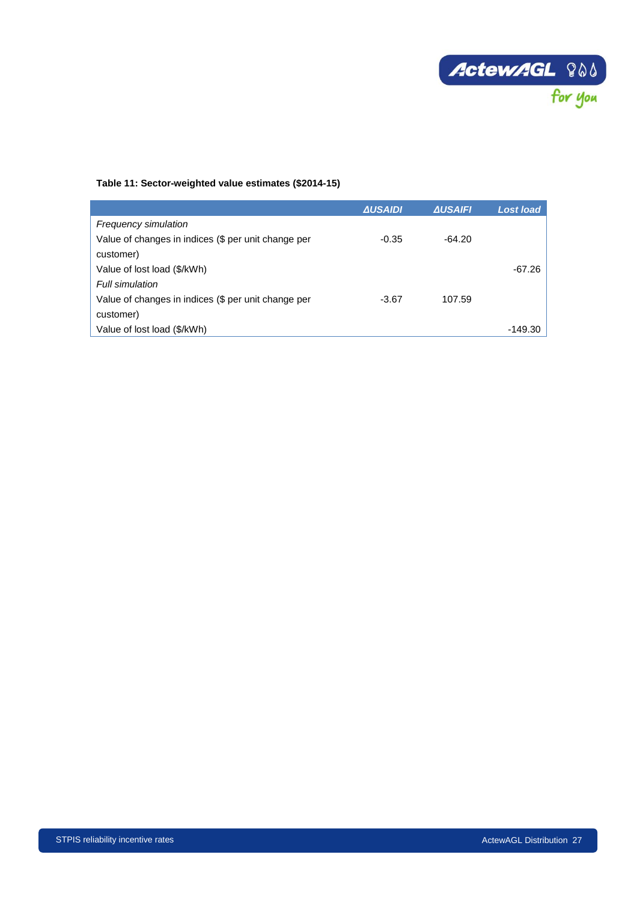**Table 11: Sector-weighted value estimates ($2014-15)**

| | *ΔUSAIDI* | *ΔUSAIFI* | *Lost load* |
|---|---|---|---|
| *Frequency simulation* | | | |
| Value of changes in indices ($ per unit change per customer) | -0.35 | -64.20 | |
| Value of lost load ($/kWh) | | | -67.26 |
| *Full simulation* | | | |
| Value of changes in indices ($ per unit change per customer) | -3.67 | 107.59 | |
| Value of lost load ($/kWh) | | | -149.30 |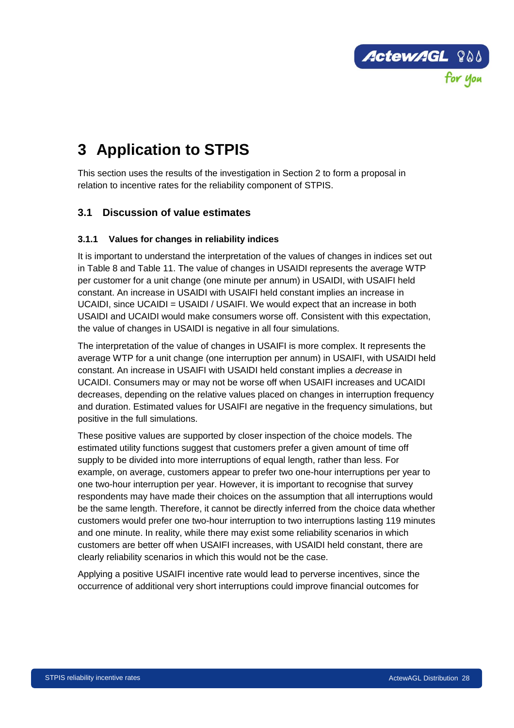# 3 Application to STPIS

This section uses the results of the investigation in Section 2 to form a proposal in relation to incentive rates for the reliability component of STPIS.

## 3.1 Discussion of value estimates

### 3.1.1 Values for changes in reliability indices

It is important to understand the interpretation of the values of changes in indices set out in Table 8 and Table 11. The value of changes in USAIDI represents the average WTP per customer for a unit change (one minute per annum) in USAIDI, with USAIFI held constant. An increase in USAIDI with USAIFI held constant implies an increase in UCAIDI, since UCAIDI = USAIDI / USAIFI. We would expect that an increase in both USAIDI and UCAIDI would make consumers worse off. Consistent with this expectation, the value of changes in USAIDI is negative in all four simulations.

The interpretation of the value of changes in USAIFI is more complex. It represents the average WTP for a unit change (one interruption per annum) in USAIFI, with USAIDI held constant. An increase in USAIFI with USAIDI held constant implies a *decrease* in UCAIDI. Consumers may or may not be worse off when USAIFI increases and UCAIDI decreases, depending on the relative values placed on changes in interruption frequency and duration. Estimated values for USAIFI are negative in the frequency simulations, but positive in the full simulations.

These positive values are supported by closer inspection of the choice models. The estimated utility functions suggest that customers prefer a given amount of time off supply to be divided into more interruptions of equal length, rather than less. For example, on average, customers appear to prefer two one-hour interruptions per year to one two-hour interruption per year. However, it is important to recognise that survey respondents may have made their choices on the assumption that all interruptions would be the same length. Therefore, it cannot be directly inferred from the choice data whether customers would prefer one two-hour interruption to two interruptions lasting 119 minutes and one minute. In reality, while there may exist some reliability scenarios in which customers are better off when USAIFI increases, with USAIDI held constant, there are clearly reliability scenarios in which this would not be the case.

Applying a positive USAIFI incentive rate would lead to perverse incentives, since the occurrence of additional very short interruptions could improve financial outcomes for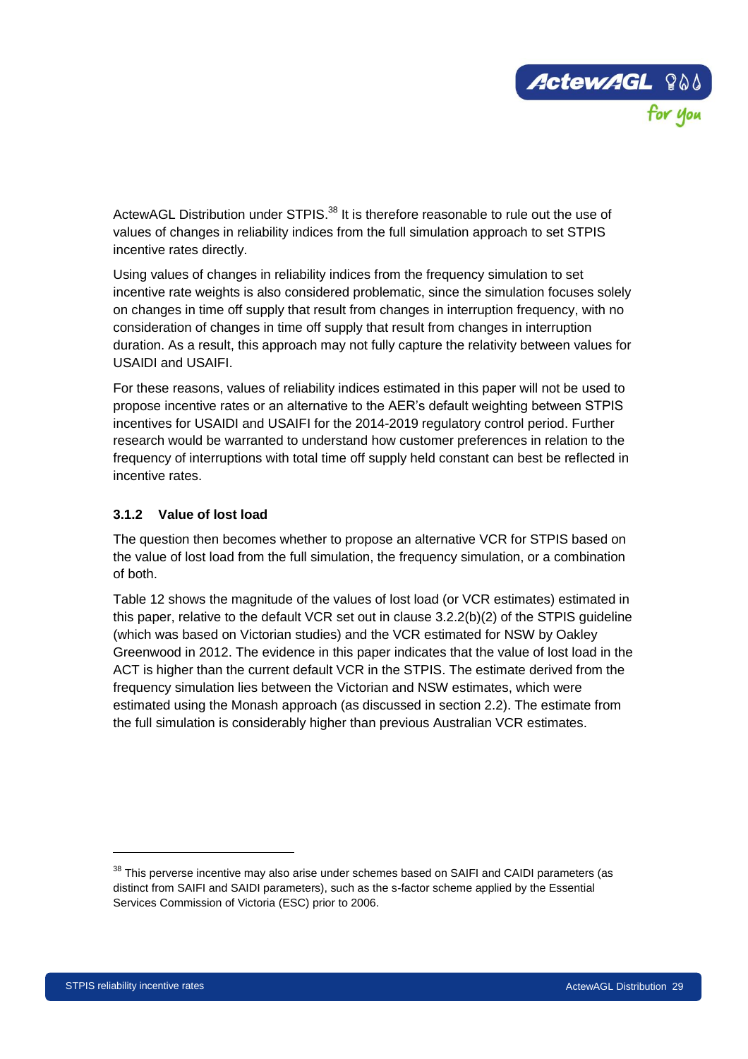ActewAGL Distribution under STPIS.[38] It is therefore reasonable to rule out the use of values of changes in reliability indices from the full simulation approach to set STPIS incentive rates directly.

Using values of changes in reliability indices from the frequency simulation to set incentive rate weights is also considered problematic, since the simulation focuses solely on changes in time off supply that result from changes in interruption frequency, with no consideration of changes in time off supply that result from changes in interruption duration. As a result, this approach may not fully capture the relativity between values for USAIDI and USAIFI.

For these reasons, values of reliability indices estimated in this paper will not be used to propose incentive rates or an alternative to the AER's default weighting between STPIS incentives for USAIDI and USAIFI for the 2014-2019 regulatory control period. Further research would be warranted to understand how customer preferences in relation to the frequency of interruptions with total time off supply held constant can best be reflected in incentive rates.

### 3.1.2 Value of lost load

The question then becomes whether to propose an alternative VCR for STPIS based on the value of lost load from the full simulation, the frequency simulation, or a combination of both.

Table 12 shows the magnitude of the values of lost load (or VCR estimates) estimated in this paper, relative to the default VCR set out in clause 3.2.2(b)(2) of the STPIS guideline (which was based on Victorian studies) and the VCR estimated for NSW by Oakley Greenwood in 2012. The evidence in this paper indicates that the value of lost load in the ACT is higher than the current default VCR in the STPIS. The estimate derived from the frequency simulation lies between the Victorian and NSW estimates, which were estimated using the Monash approach (as discussed in section 2.2). The estimate from the full simulation is considerably higher than previous Australian VCR estimates.

---

[38] This perverse incentive may also arise under schemes based on SAIFI and CAIDI parameters (as distinct from SAIFI and SAIDI parameters), such as the s-factor scheme applied by the Essential Services Commission of Victoria (ESC) prior to 2006.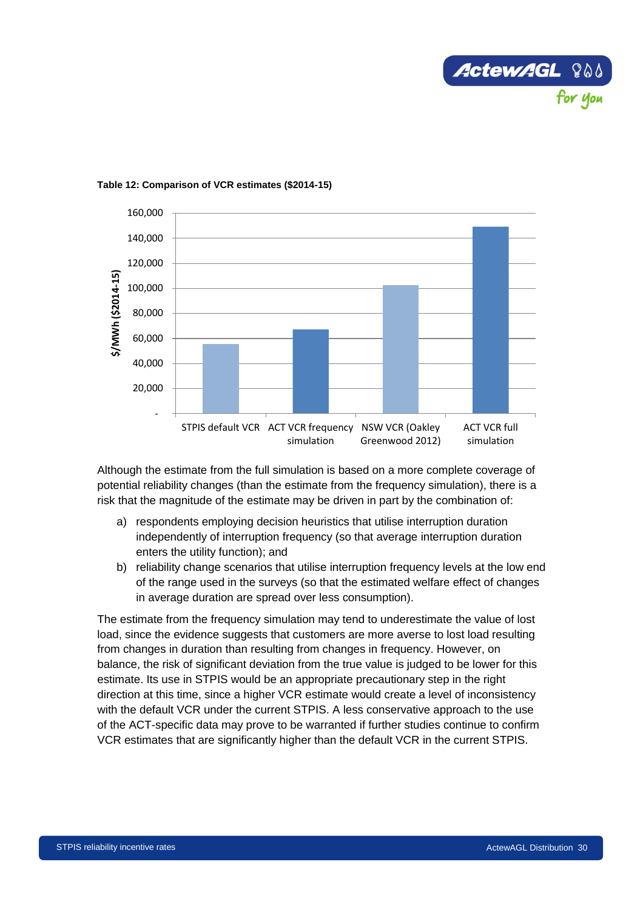**Table 12: Comparison of VCR estimates ($2014-15)**

Although the estimate from the full simulation is based on a more complete coverage of potential reliability changes (than the estimate from the frequency simulation), there is a risk that the magnitude of the estimate may be driven in part by the combination of:

a) respondents employing decision heuristics that utilise interruption duration independently of interruption frequency (so that average interruption duration enters the utility function); and

b) reliability change scenarios that utilise interruption frequency levels at the low end of the range used in the surveys (so that the estimated welfare effect of changes in average duration are spread over less consumption).

The estimate from the frequency simulation may tend to underestimate the value of lost load, since the evidence suggests that customers are more averse to lost load resulting from changes in duration than resulting from changes in frequency. However, on balance, the risk of significant deviation from the true value is judged to be lower for this estimate. Its use in STPIS would be an appropriate precautionary step in the right direction at this time, since a higher VCR estimate would create a level of inconsistency with the default VCR under the current STPIS. A less conservative approach to the use of the ACT-specific data may prove to be warranted if further studies continue to confirm VCR estimates that are significantly higher than the default VCR in the current STPIS.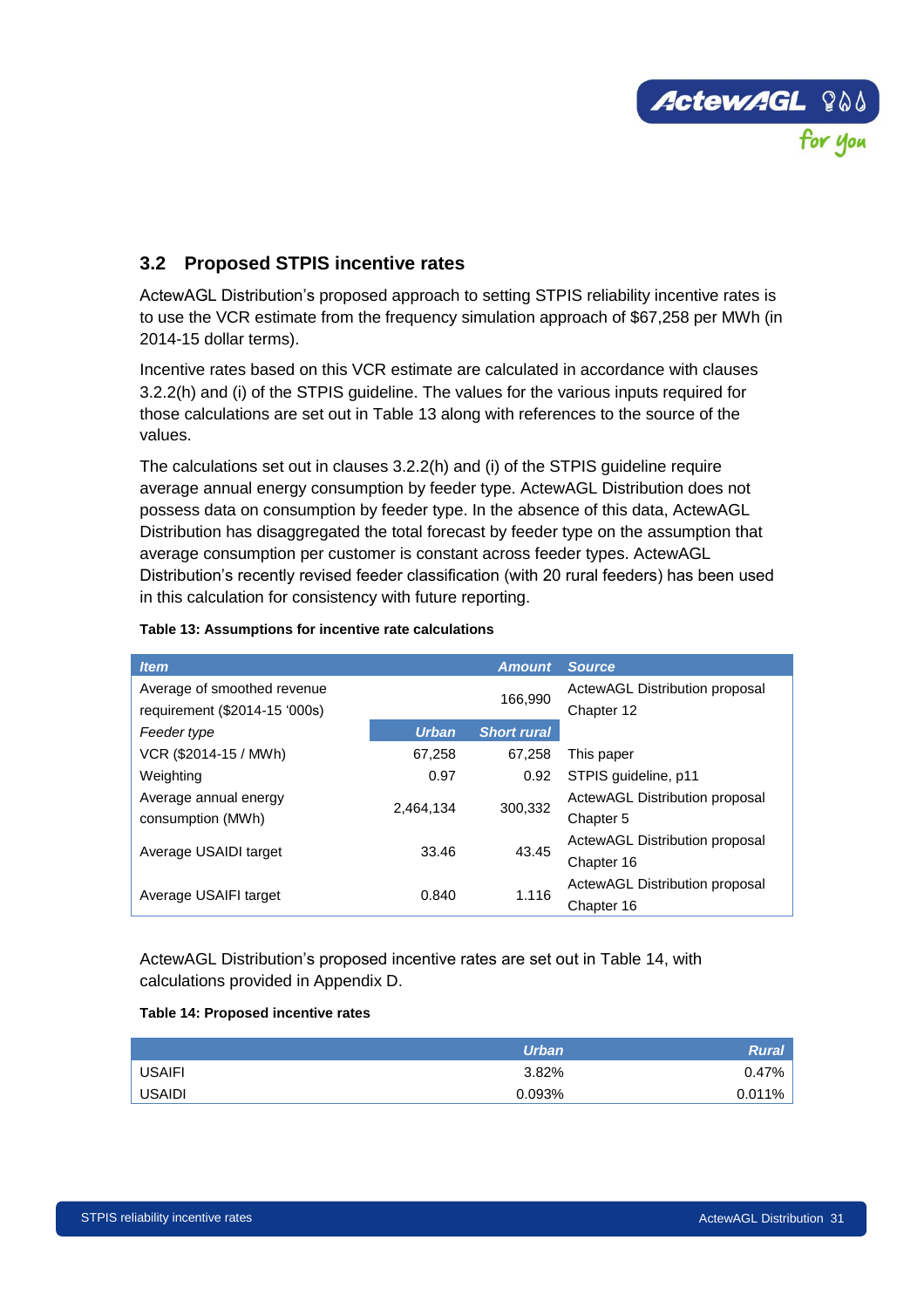## 3.2 Proposed STPIS incentive rates

ActewAGL Distribution's proposed approach to setting STPIS reliability incentive rates is to use the VCR estimate from the frequency simulation approach of $67,258 per MWh (in 2014-15 dollar terms).

Incentive rates based on this VCR estimate are calculated in accordance with clauses 3.2.2(h) and (i) of the STPIS guideline. The values for the various inputs required for those calculations are set out in Table 13 along with references to the source of the values.

The calculations set out in clauses 3.2.2(h) and (i) of the STPIS guideline require average annual energy consumption by feeder type. ActewAGL Distribution does not possess data on consumption by feeder type. In the absence of this data, ActewAGL Distribution has disaggregated the total forecast by feeder type on the assumption that average consumption per customer is constant across feeder types. ActewAGL Distribution's recently revised feeder classification (with 20 rural feeders) has been used in this calculation for consistency with future reporting.

**Table 13: Assumptions for incentive rate calculations**

| *Item* | | *Amount* | *Source* |
|---|---|---|---|
| Average of smoothed revenue requirement ($2014-15 '000s) | | 166,990 | ActewAGL Distribution proposal Chapter 12 |
| *Feeder type* | *Urban* | *Short rural* | |
| VCR ($2014-15 / MWh) | 67,258 | 67,258 | This paper |
| Weighting | 0.97 | 0.92 | STPIS guideline, p11 |
| Average annual energy consumption (MWh) | 2,464,134 | 300,332 | ActewAGL Distribution proposal Chapter 5 |
| Average USAIDI target | 33.46 | 43.45 | ActewAGL Distribution proposal Chapter 16 |
| Average USAIFI target | 0.840 | 1.116 | ActewAGL Distribution proposal Chapter 16 |

ActewAGL Distribution's proposed incentive rates are set out in Table 14, with calculations provided in Appendix D.

**Table 14: Proposed incentive rates**

| | *Urban* | *Rural* |
|---|---|---|
| USAIFI | 3.82% | 0.47% |
| USAIDI | 0.093% | 0.011% |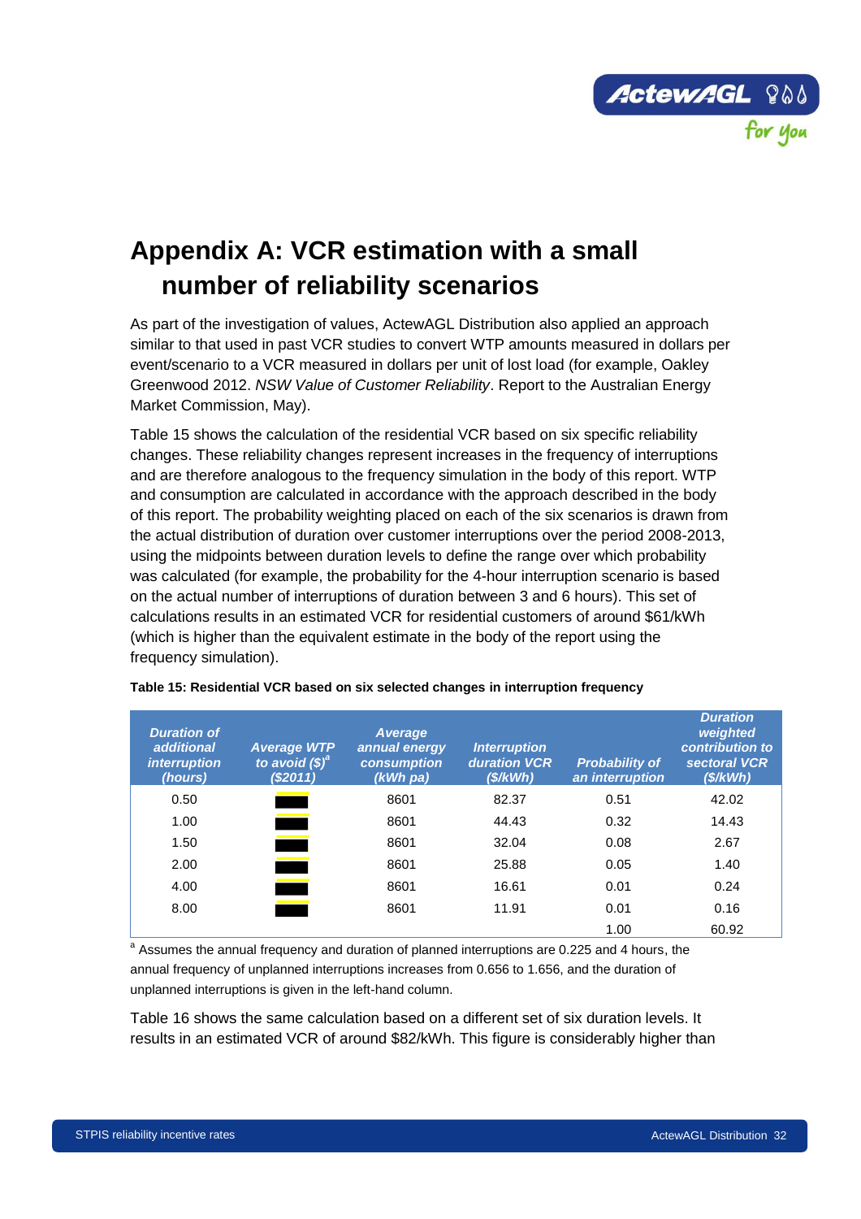# Appendix A: VCR estimation with a small number of reliability scenarios

As part of the investigation of values, ActewAGL Distribution also applied an approach similar to that used in past VCR studies to convert WTP amounts measured in dollars per event/scenario to a VCR measured in dollars per unit of lost load (for example, Oakley Greenwood 2012. *NSW Value of Customer Reliability*. Report to the Australian Energy Market Commission, May).

Table 15 shows the calculation of the residential VCR based on six specific reliability changes. These reliability changes represent increases in the frequency of interruptions and are therefore analogous to the frequency simulation in the body of this report. WTP and consumption are calculated in accordance with the approach described in the body of this report. The probability weighting placed on each of the six scenarios is drawn from the actual distribution of duration over customer interruptions over the period 2008-2013, using the midpoints between duration levels to define the range over which probability was calculated (for example, the probability for the 4-hour interruption scenario is based on the actual number of interruptions of duration between 3 and 6 hours). This set of calculations results in an estimated VCR for residential customers of around $61/kWh (which is higher than the equivalent estimate in the body of the report using the frequency simulation).

**Table 15: Residential VCR based on six selected changes in interruption frequency**

| Duration of additional interruption (hours) | Average WTP to avoid ($)[a] ($2011) | Average annual energy consumption (kWh pa) | Interruption duration VCR ($/kWh) | Probability of an interruption | Duration weighted contribution to sectoral VCR ($/kWh) |
|---|---|---|---|---|---|
| 0.50 | | 8601 | 82.37 | 0.51 | 42.02 |
| 1.00 | | 8601 | 44.43 | 0.32 | 14.43 |
| 1.50 | | 8601 | 32.04 | 0.08 | 2.67 |
| 2.00 | | 8601 | 25.88 | 0.05 | 1.40 |
| 4.00 | | 8601 | 16.61 | 0.01 | 0.24 |
| 8.00 | | 8601 | 11.91 | 0.01 | 0.16 |
| | | | | 1.00 | 60.92 |

[a] Assumes the annual frequency and duration of planned interruptions are 0.225 and 4 hours, the annual frequency of unplanned interruptions increases from 0.656 to 1.656, and the duration of unplanned interruptions is given in the left-hand column.

Table 16 shows the same calculation based on a different set of six duration levels. It results in an estimated VCR of around $82/kWh. This figure is considerably higher than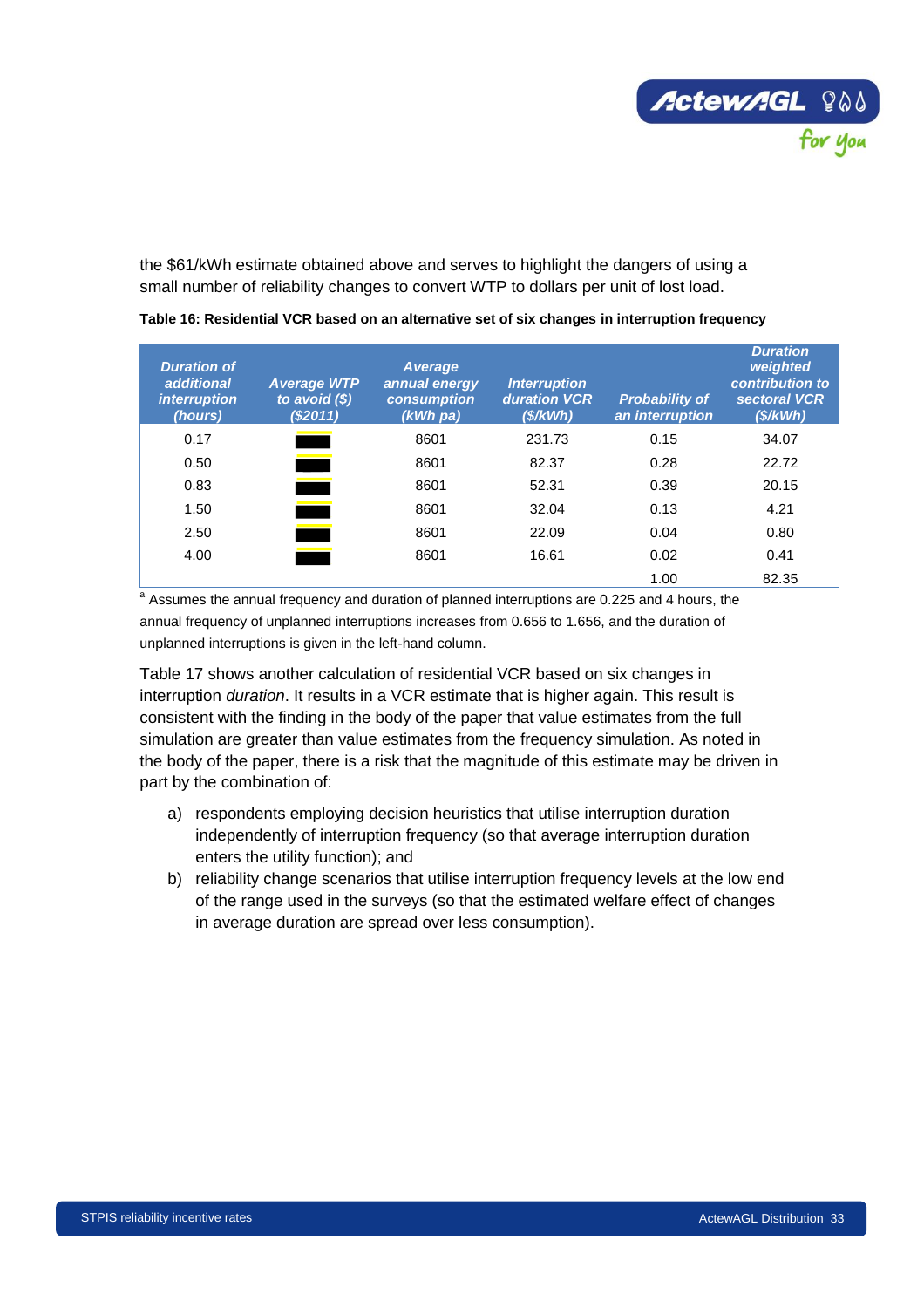the $61/kWh estimate obtained above and serves to highlight the dangers of using a small number of reliability changes to convert WTP to dollars per unit of lost load.

**Table 16: Residential VCR based on an alternative set of six changes in interruption frequency**

| Duration of additional interruption (hours) | Average WTP to avoid ($) ($2011) | Average annual energy consumption (kWh pa) | Interruption duration VCR ($/kWh) | Probability of an interruption | Duration weighted contribution to sectoral VCR ($/kWh) |
|---|---|---|---|---|---|
| 0.17 | | 8601 | 231.73 | 0.15 | 34.07 |
| 0.50 | | 8601 | 82.37 | 0.28 | 22.72 |
| 0.83 | | 8601 | 52.31 | 0.39 | 20.15 |
| 1.50 | | 8601 | 32.04 | 0.13 | 4.21 |
| 2.50 | | 8601 | 22.09 | 0.04 | 0.80 |
| 4.00 | | 8601 | 16.61 | 0.02 | 0.41 |
| | | | | 1.00 | 82.35 |

[a] Assumes the annual frequency and duration of planned interruptions are 0.225 and 4 hours, the annual frequency of unplanned interruptions increases from 0.656 to 1.656, and the duration of unplanned interruptions is given in the left-hand column.

Table 17 shows another calculation of residential VCR based on six changes in interruption *duration*. It results in a VCR estimate that is higher again. This result is consistent with the finding in the body of the paper that value estimates from the full simulation are greater than value estimates from the frequency simulation. As noted in the body of the paper, there is a risk that the magnitude of this estimate may be driven in part by the combination of:

a) respondents employing decision heuristics that utilise interruption duration independently of interruption frequency (so that average interruption duration enters the utility function); and
b) reliability change scenarios that utilise interruption frequency levels at the low end of the range used in the surveys (so that the estimated welfare effect of changes in average duration are spread over less consumption).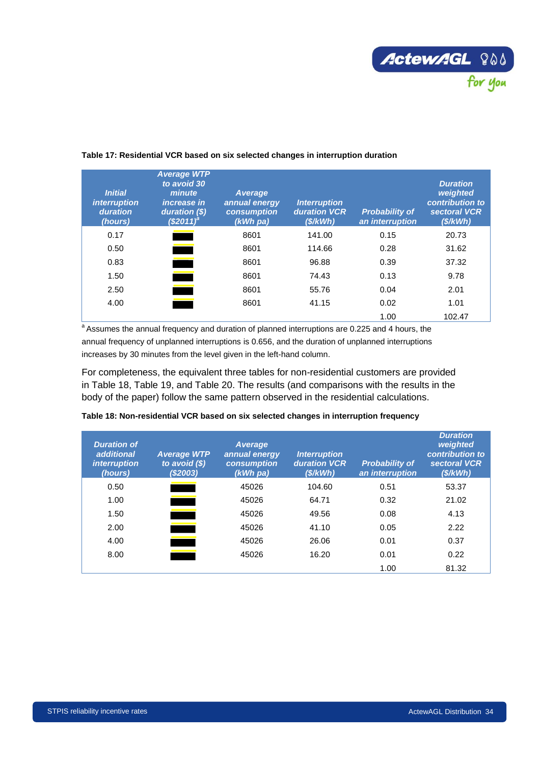**Table 17: Residential VCR based on six selected changes in interruption duration**

| Initial interruption duration (hours) | Average WTP to avoid 30 minute increase in duration ($) ($2011)[a] | Average annual energy consumption (kWh pa) | Interruption duration VCR ($/kWh) | Probability of an interruption | Duration weighted contribution to sectoral VCR ($/kWh) |
|---|---|---|---|---|---|
| 0.17 | | 8601 | 141.00 | 0.15 | 20.73 |
| 0.50 | | 8601 | 114.66 | 0.28 | 31.62 |
| 0.83 | | 8601 | 96.88 | 0.39 | 37.32 |
| 1.50 | | 8601 | 74.43 | 0.13 | 9.78 |
| 2.50 | | 8601 | 55.76 | 0.04 | 2.01 |
| 4.00 | | 8601 | 41.15 | 0.02 | 1.01 |
| | | | | 1.00 | 102.47 |

[a] Assumes the annual frequency and duration of planned interruptions are 0.225 and 4 hours, the annual frequency of unplanned interruptions is 0.656, and the duration of unplanned interruptions increases by 30 minutes from the level given in the left-hand column.

For completeness, the equivalent three tables for non-residential customers are provided in Table 18, Table 19, and Table 20. The results (and comparisons with the results in the body of the paper) follow the same pattern observed in the residential calculations.

**Table 18: Non-residential VCR based on six selected changes in interruption frequency**

| Duration of additional interruption (hours) | Average WTP to avoid ($) ($2003) | Average annual energy consumption (kWh pa) | Interruption duration VCR ($/kWh) | Probability of an interruption | Duration weighted contribution to sectoral VCR ($/kWh) |
|---|---|---|---|---|---|
| 0.50 | | 45026 | 104.60 | 0.51 | 53.37 |
| 1.00 | | 45026 | 64.71 | 0.32 | 21.02 |
| 1.50 | | 45026 | 49.56 | 0.08 | 4.13 |
| 2.00 | | 45026 | 41.10 | 0.05 | 2.22 |
| 4.00 | | 45026 | 26.06 | 0.01 | 0.37 |
| 8.00 | | 45026 | 16.20 | 0.01 | 0.22 |
| | | | | 1.00 | 81.32 |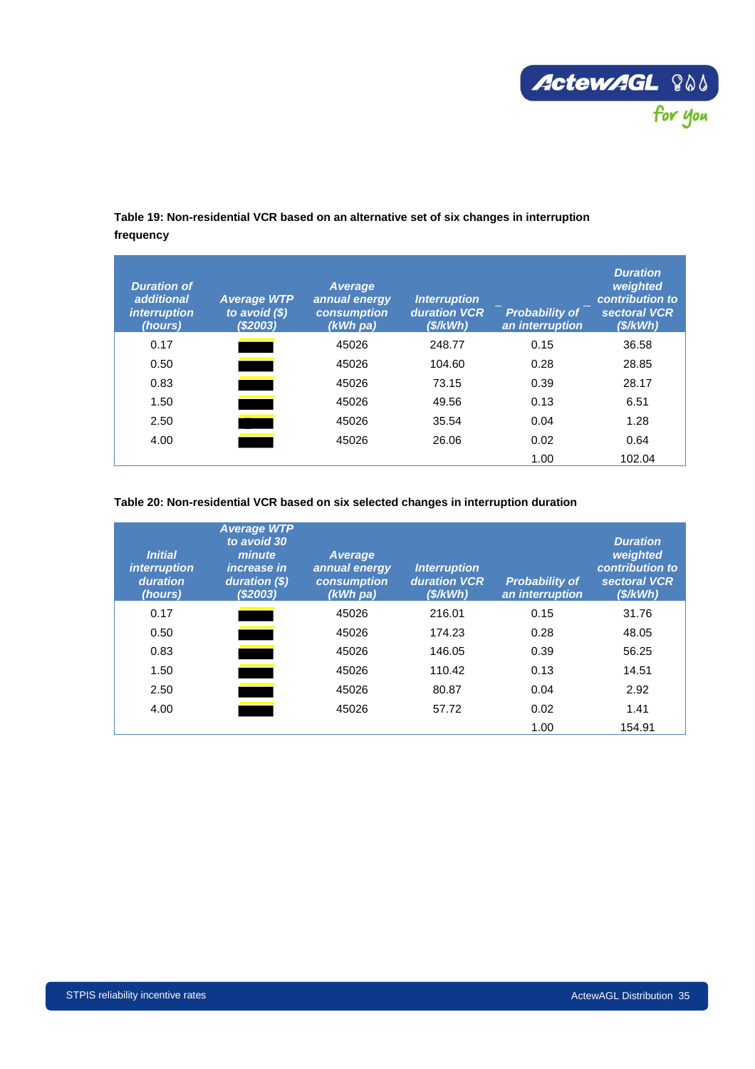**Table 19: Non-residential VCR based on an alternative set of six changes in interruption frequency**

| *Duration of additional interruption (hours)* | *Average WTP to avoid ($) ($2003)* | *Average annual energy consumption (kWh pa)* | *Interruption duration VCR ($/kWh)* | *Probability of an interruption* | *Duration weighted contribution to sectoral VCR ($/kWh)* |
|---|---|---|---|---|---|
| 0.17 | ■ | 45026 | 248.77 | 0.15 | 36.58 |
| 0.50 | ■ | 45026 | 104.60 | 0.28 | 28.85 |
| 0.83 | ■ | 45026 | 73.15 | 0.39 | 28.17 |
| 1.50 | ■ | 45026 | 49.56 | 0.13 | 6.51 |
| 2.50 | ■ | 45026 | 35.54 | 0.04 | 1.28 |
| 4.00 | ■ | 45026 | 26.06 | 0.02 | 0.64 |
| | | | | 1.00 | 102.04 |

**Table 20: Non-residential VCR based on six selected changes in interruption duration**

| *Initial interruption duration (hours)* | *Average WTP to avoid 30 minute increase in duration ($) ($2003)* | *Average annual energy consumption (kWh pa)* | *Interruption duration VCR ($/kWh)* | *Probability of an interruption* | *Duration weighted contribution to sectoral VCR ($/kWh)* |
|---|---|---|---|---|---|
| 0.17 | ■ | 45026 | 216.01 | 0.15 | 31.76 |
| 0.50 | ■ | 45026 | 174.23 | 0.28 | 48.05 |
| 0.83 | ■ | 45026 | 146.05 | 0.39 | 56.25 |
| 1.50 | ■ | 45026 | 110.42 | 0.13 | 14.51 |
| 2.50 | ■ | 45026 | 80.87 | 0.04 | 2.92 |
| 4.00 | ■ | 45026 | 57.72 | 0.02 | 1.41 |
| | | | | 1.00 | 154.91 |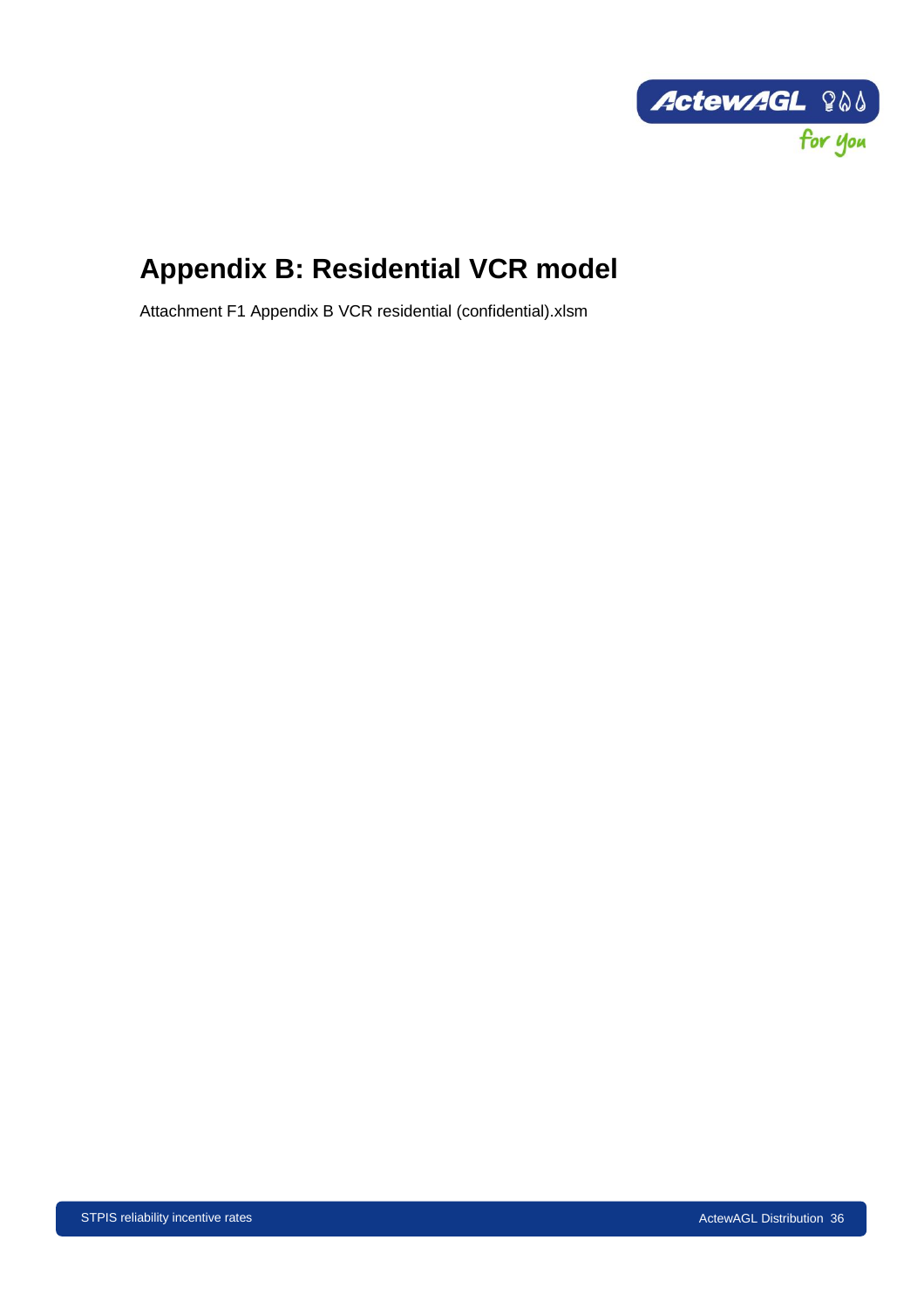# Appendix B: Residential VCR model

Attachment F1 Appendix B VCR residential (confidential).xlsm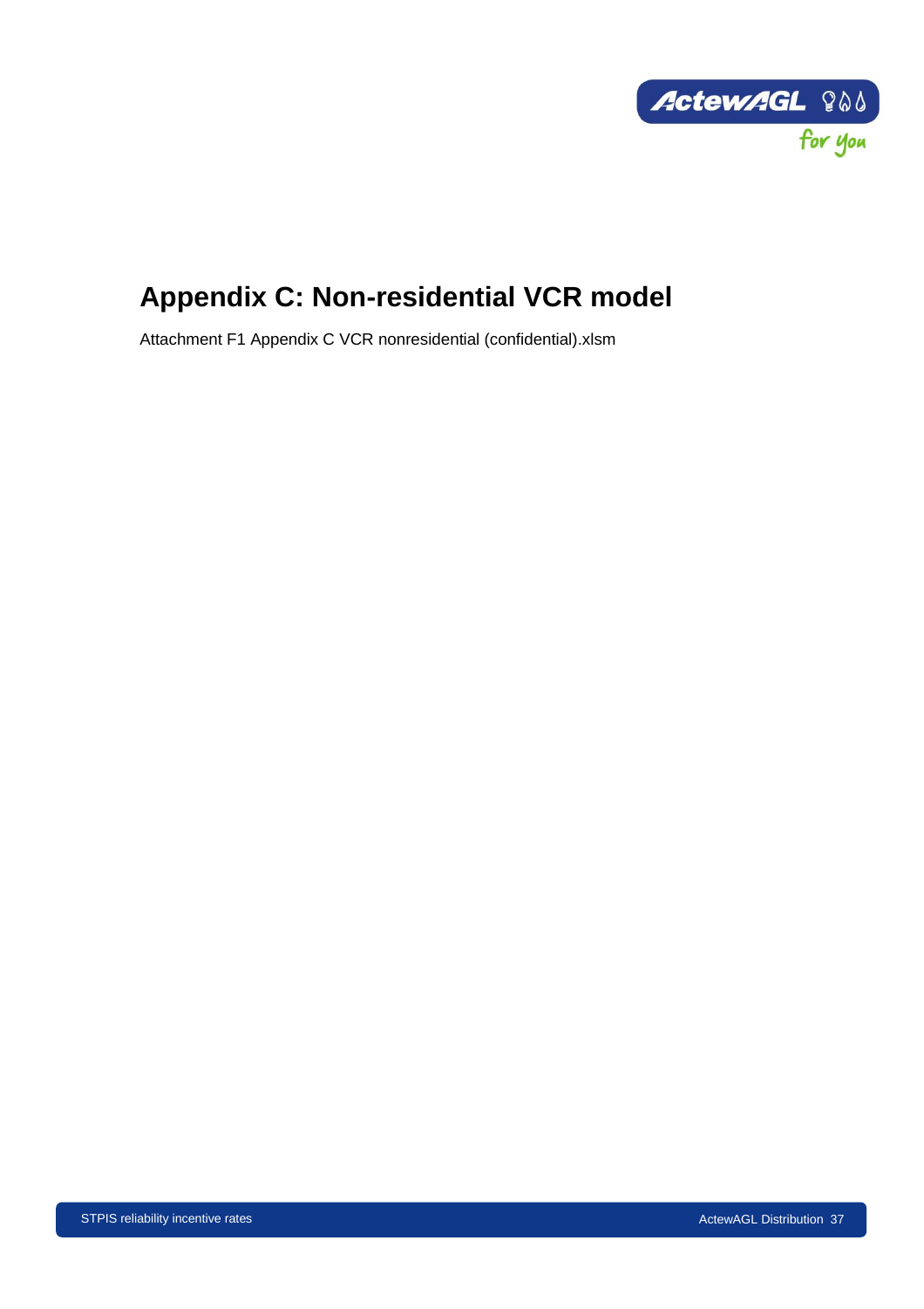# Appendix C: Non-residential VCR model

Attachment F1 Appendix C VCR nonresidential (confidential).xlsm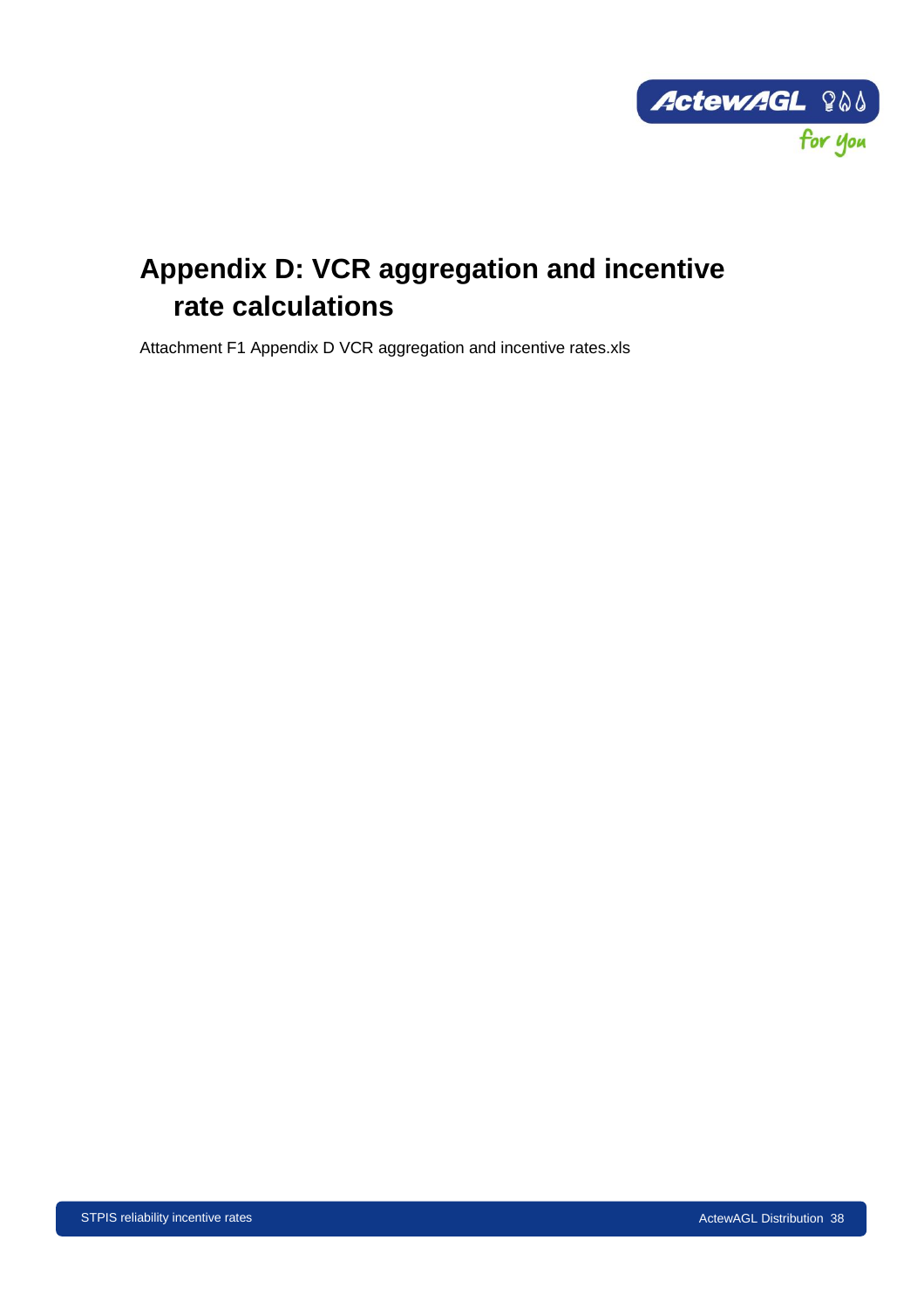# Appendix D: VCR aggregation and incentive rate calculations

Attachment F1 Appendix D VCR aggregation and incentive rates.xls